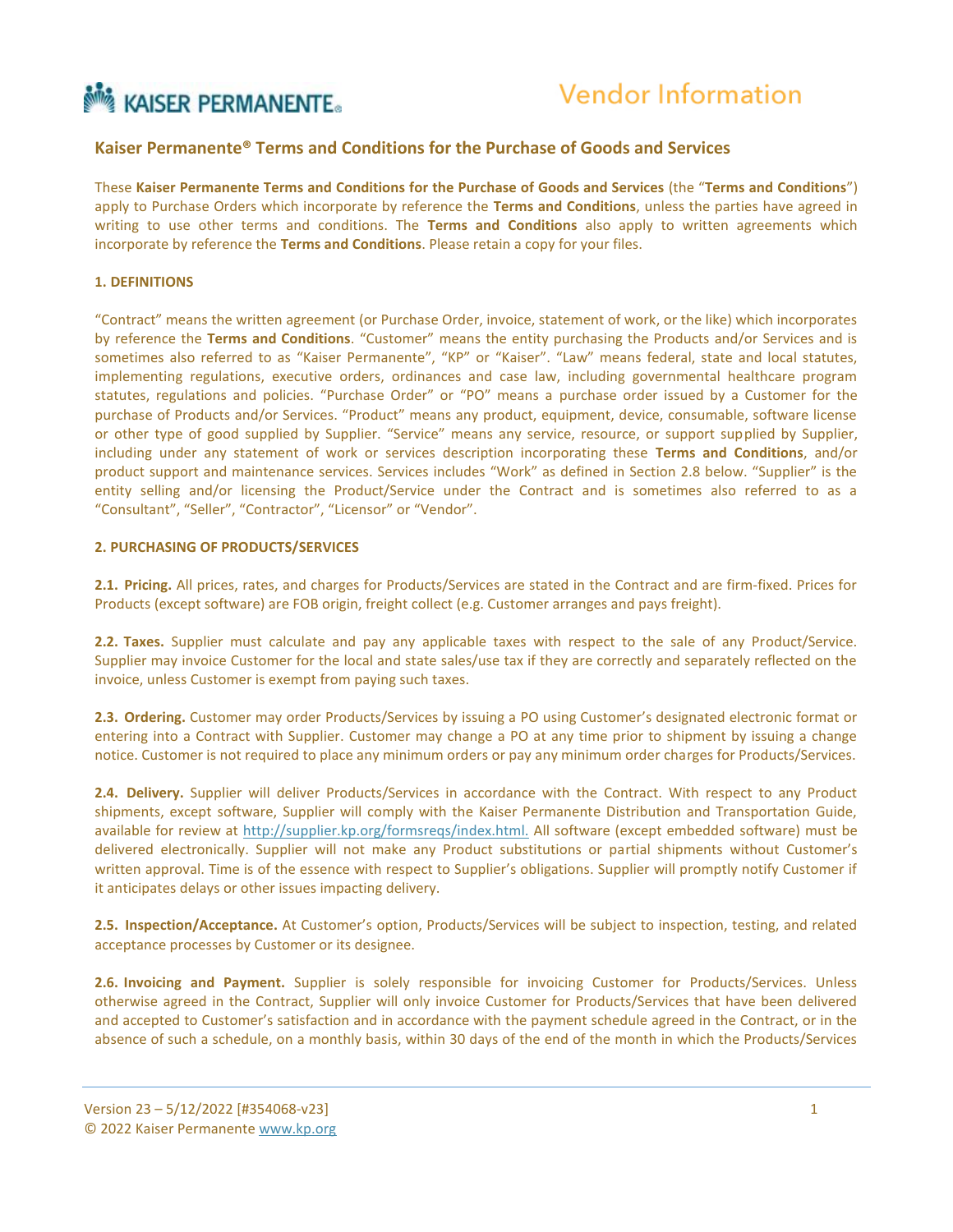# Kaiser Permanente® Terms and Conditions for the Purchase of Goods and Services

These **Kaiser Permanente Terms and Conditions for the Purchase of Goods and Services** (the "**Terms and Conditions**") apply to Purchase Orders which incorporate by reference the **Terms and Conditions**, unless the parties have agreed in writing to use other terms and conditions. The **Terms and Conditions** also apply to written agreements which incorporate by reference the **Terms and Conditions**. Please retain a copy for your files.

## 1. DEFINITIONS

"Contract" means the written agreement (or Purchase Order, invoice, statement of work, or the like) which incorporates by reference the **Terms and Conditions**. "Customer" means the entity purchasing the Products and/or Services and is sometimes also referred to as "Kaiser Permanente", "KP" or "Kaiser". "Law" means federal, state and local statutes, implementing regulations, executive orders, ordinances and case law, including governmental healthcare program statutes, regulations and policies. "Purchase Order" or "PO" means a purchase order issued by a Customer for the purchase of Products and/or Services. "Product" means any product, equipment, device, consumable, software license or other type of good supplied by Supplier. "Service" means any service, resource, or support supplied by Supplier, including under any statement of work or services description incorporating these **Terms and Conditions**, and/or product support and maintenance services. Services includes "Work" as defined in Section 2.8 below. "Supplier" is the entity selling and/or licensing the Product/Service under the Contract and is sometimes also referred to as a "Consultant", "Seller", "Contractor", "Licensor" or "Vendor".

## 2. PURCHASING OF PRODUCTS/SERVICES

**2.1. Pricing.** All prices, rates, and charges for Products/Services are stated in the Contract and are firm-fixed. Prices for Products (except software) are FOB origin, freight collect (e.g. Customer arranges and pays freight).

**2.2. Taxes.** Supplier must calculate and pay any applicable taxes with respect to the sale of any Product/Service. Supplier may invoice Customer for the local and state sales/use tax if they are correctly and separately reflected on the invoice, unless Customer is exempt from paying such taxes.

**2.3. Ordering.** Customer may order Products/Services by issuing a PO using Customer's designated electronic format or entering into a Contract with Supplier. Customer may change a PO at any time prior to shipment by issuing a change notice. Customer is not required to place any minimum orders or pay any minimum order charges for Products/Services.

**2.4. Delivery.** Supplier will deliver Products/Services in accordance with the Contract. With respect to any Product shipments, except software, Supplier will comply with the Kaiser Permanente Distribution and Transportation Guide, available for review at http://supplier.kp.org/formsreqs/index.html. All software (except embedded software) must be delivered electronically. Supplier will not make any Product substitutions or partial shipments without Customer's written approval. Time is of the essence with respect to Supplier's obligations. Supplier will promptly notify Customer if it anticipates delays or other issues impacting delivery.

**2.5. Inspection/Acceptance.** At Customer's option, Products/Services will be subject to inspection, testing, and related acceptance processes by Customer or its designee.

**2.6. Invoicing and Payment.** Supplier is solely responsible for invoicing Customer for Products/Services. Unless otherwise agreed in the Contract, Supplier will only invoice Customer for Products/Services that have been delivered and accepted to Customer's satisfaction and in accordance with the payment schedule agreed in the Contract, or in the absence of such a schedule, on a monthly basis, within 30 days of the end of the month in which the Products/Services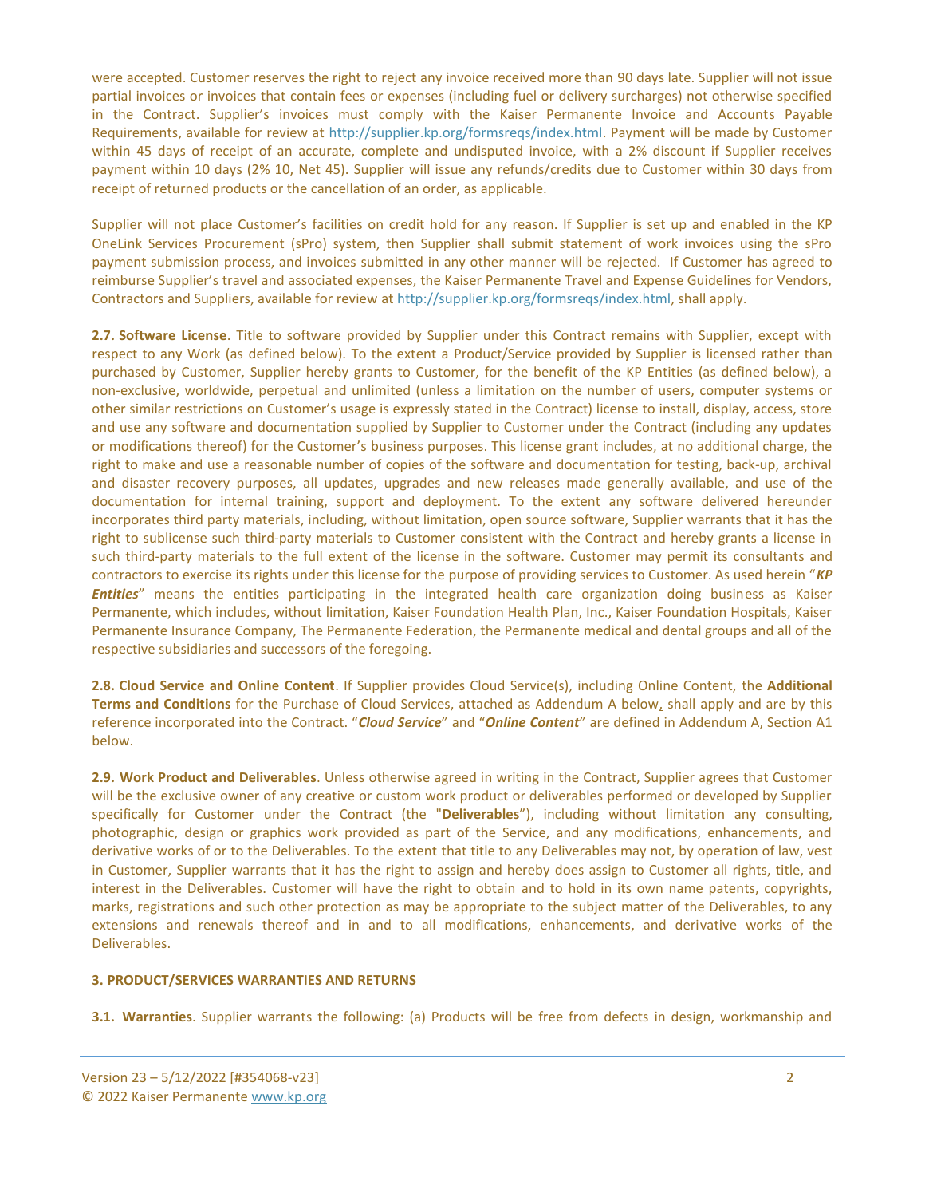were accepted. Customer reserves the right to reject any invoice received more than 90 days late. Supplier will not issue partial invoices or invoices that contain fees or expenses (including fuel or delivery surcharges) not otherwise specified in the Contract. Supplier's invoices must comply with the Kaiser Permanente Invoice and Accounts Payable Requirements, available for review at http://supplier.kp.org/formsreqs/index.html. Payment will be made by Customer within 45 days of receipt of an accurate, complete and undisputed invoice, with a 2% discount if Supplier receives payment within 10 days (2% 10, Net 45). Supplier will issue any refunds/credits due to Customer within 30 days from receipt of returned products or the cancellation of an order, as applicable.

Supplier will not place Customer's facilities on credit hold for any reason. If Supplier is set up and enabled in the KP OneLink Services Procurement (sPro) system, then Supplier shall submit statement of work invoices using the sPro payment submission process, and invoices submitted in any other manner will be rejected. If Customer has agreed to reimburse Supplier's travel and associated expenses, the Kaiser Permanente Travel and Expense Guidelines for Vendors, Contractors and Suppliers, available for review at http://supplier.kp.org/formsreqs/index.html, shall apply.

**2.7. Software License**. Title to software provided by Supplier under this Contract remains with Supplier, except with respect to any Work (as defined below). To the extent a Product/Service provided by Supplier is licensed rather than purchased by Customer, Supplier hereby grants to Customer, for the benefit of the KP Entities (as defined below), a non-exclusive, worldwide, perpetual and unlimited (unless a limitation on the number of users, computer systems or other similar restrictions on Customer's usage is expressly stated in the Contract) license to install, display, access, store and use any software and documentation supplied by Supplier to Customer under the Contract (including any updates or modifications thereof) for the Customer's business purposes. This license grant includes, at no additional charge, the right to make and use a reasonable number of copies of the software and documentation for testing, back-up, archival and disaster recovery purposes, all updates, upgrades and new releases made generally available, and use of the documentation for internal training, support and deployment. To the extent any software delivered hereunder incorporates third party materials, including, without limitation, open source software, Supplier warrants that it has the right to sublicense such third-party materials to Customer consistent with the Contract and hereby grants a license in such third-party materials to the full extent of the license in the software. Customer may permit its consultants and contractors to exercise its rights under this license for the purpose of providing services to Customer. As used herein "***KP Entities***" means the entities participating in the integrated health care organization doing business as Kaiser Permanente, which includes, without limitation, Kaiser Foundation Health Plan, Inc., Kaiser Foundation Hospitals, Kaiser Permanente Insurance Company, The Permanente Federation, the Permanente medical and dental groups and all of the respective subsidiaries and successors of the foregoing.

**2.8. Cloud Service and Online Content**. If Supplier provides Cloud Service(s), including Online Content, the **Additional Terms and Conditions** for the Purchase of Cloud Services, attached as Addendum A below, shall apply and are by this reference incorporated into the Contract. "***Cloud Service***" and "***Online Content***" are defined in Addendum A, Section A1 below.

**2.9. Work Product and Deliverables**. Unless otherwise agreed in writing in the Contract, Supplier agrees that Customer will be the exclusive owner of any creative or custom work product or deliverables performed or developed by Supplier specifically for Customer under the Contract (the "**Deliverables**"), including without limitation any consulting, photographic, design or graphics work provided as part of the Service, and any modifications, enhancements, and derivative works of or to the Deliverables. To the extent that title to any Deliverables may not, by operation of law, vest in Customer, Supplier warrants that it has the right to assign and hereby does assign to Customer all rights, title, and interest in the Deliverables. Customer will have the right to obtain and to hold in its own name patents, copyrights, marks, registrations and such other protection as may be appropriate to the subject matter of the Deliverables, to any extensions and renewals thereof and in and to all modifications, enhancements, and derivative works of the Deliverables.

## 3. PRODUCT/SERVICES WARRANTIES AND RETURNS

**3.1. Warranties**. Supplier warrants the following: (a) Products will be free from defects in design, workmanship and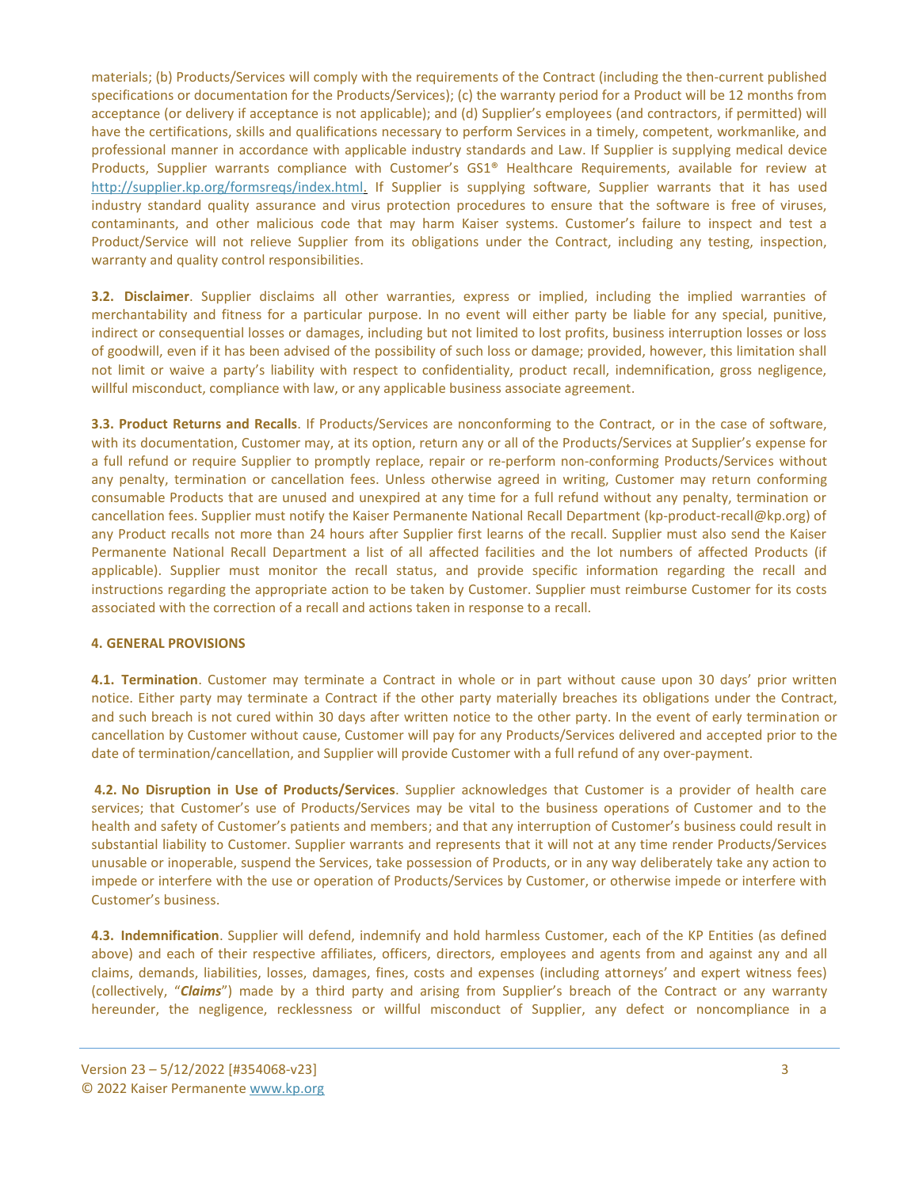materials; (b) Products/Services will comply with the requirements of the Contract (including the then-current published specifications or documentation for the Products/Services); (c) the warranty period for a Product will be 12 months from acceptance (or delivery if acceptance is not applicable); and (d) Supplier's employees (and contractors, if permitted) will have the certifications, skills and qualifications necessary to perform Services in a timely, competent, workmanlike, and professional manner in accordance with applicable industry standards and Law. If Supplier is supplying medical device Products, Supplier warrants compliance with Customer's GS1® Healthcare Requirements, available for review at http://supplier.kp.org/formsreqs/index.html. If Supplier is supplying software, Supplier warrants that it has used industry standard quality assurance and virus protection procedures to ensure that the software is free of viruses, contaminants, and other malicious code that may harm Kaiser systems. Customer's failure to inspect and test a Product/Service will not relieve Supplier from its obligations under the Contract, including any testing, inspection, warranty and quality control responsibilities.

**3.2. Disclaimer**. Supplier disclaims all other warranties, express or implied, including the implied warranties of merchantability and fitness for a particular purpose. In no event will either party be liable for any special, punitive, indirect or consequential losses or damages, including but not limited to lost profits, business interruption losses or loss of goodwill, even if it has been advised of the possibility of such loss or damage; provided, however, this limitation shall not limit or waive a party's liability with respect to confidentiality, product recall, indemnification, gross negligence, willful misconduct, compliance with law, or any applicable business associate agreement.

**3.3. Product Returns and Recalls**. If Products/Services are nonconforming to the Contract, or in the case of software, with its documentation, Customer may, at its option, return any or all of the Products/Services at Supplier's expense for a full refund or require Supplier to promptly replace, repair or re-perform non-conforming Products/Services without any penalty, termination or cancellation fees. Unless otherwise agreed in writing, Customer may return conforming consumable Products that are unused and unexpired at any time for a full refund without any penalty, termination or cancellation fees. Supplier must notify the Kaiser Permanente National Recall Department (kp-product-recall@kp.org) of any Product recalls not more than 24 hours after Supplier first learns of the recall. Supplier must also send the Kaiser Permanente National Recall Department a list of all affected facilities and the lot numbers of affected Products (if applicable). Supplier must monitor the recall status, and provide specific information regarding the recall and instructions regarding the appropriate action to be taken by Customer. Supplier must reimburse Customer for its costs associated with the correction of a recall and actions taken in response to a recall.

**4. GENERAL PROVISIONS**

**4.1. Termination**. Customer may terminate a Contract in whole or in part without cause upon 30 days' prior written notice. Either party may terminate a Contract if the other party materially breaches its obligations under the Contract, and such breach is not cured within 30 days after written notice to the other party. In the event of early termination or cancellation by Customer without cause, Customer will pay for any Products/Services delivered and accepted prior to the date of termination/cancellation, and Supplier will provide Customer with a full refund of any over-payment.

**4.2. No Disruption in Use of Products/Services**. Supplier acknowledges that Customer is a provider of health care services; that Customer's use of Products/Services may be vital to the business operations of Customer and to the health and safety of Customer's patients and members; and that any interruption of Customer's business could result in substantial liability to Customer. Supplier warrants and represents that it will not at any time render Products/Services unusable or inoperable, suspend the Services, take possession of Products, or in any way deliberately take any action to impede or interfere with the use or operation of Products/Services by Customer, or otherwise impede or interfere with Customer's business.

**4.3. Indemnification**. Supplier will defend, indemnify and hold harmless Customer, each of the KP Entities (as defined above) and each of their respective affiliates, officers, directors, employees and agents from and against any and all claims, demands, liabilities, losses, damages, fines, costs and expenses (including attorneys' and expert witness fees) (collectively, "***Claims***") made by a third party and arising from Supplier's breach of the Contract or any warranty hereunder, the negligence, recklessness or willful misconduct of Supplier, any defect or noncompliance in a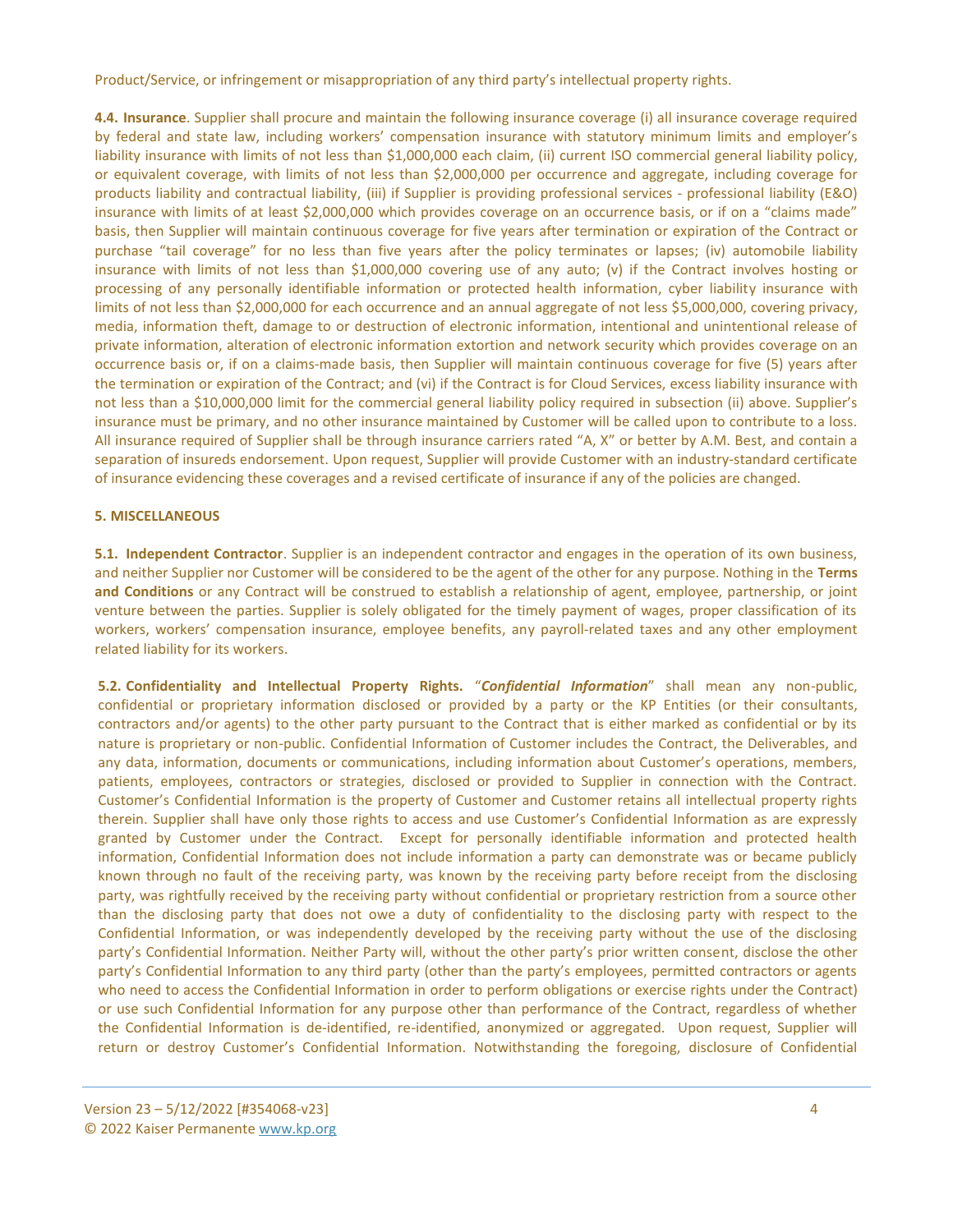Product/Service, or infringement or misappropriation of any third party's intellectual property rights.

**4.4. Insurance**. Supplier shall procure and maintain the following insurance coverage (i) all insurance coverage required by federal and state law, including workers' compensation insurance with statutory minimum limits and employer's liability insurance with limits of not less than $1,000,000 each claim, (ii) current ISO commercial general liability policy, or equivalent coverage, with limits of not less than $2,000,000 per occurrence and aggregate, including coverage for products liability and contractual liability, (iii) if Supplier is providing professional services - professional liability (E&O) insurance with limits of at least $2,000,000 which provides coverage on an occurrence basis, or if on a "claims made" basis, then Supplier will maintain continuous coverage for five years after termination or expiration of the Contract or purchase "tail coverage" for no less than five years after the policy terminates or lapses; (iv) automobile liability insurance with limits of not less than $1,000,000 covering use of any auto; (v) if the Contract involves hosting or processing of any personally identifiable information or protected health information, cyber liability insurance with limits of not less than $2,000,000 for each occurrence and an annual aggregate of not less $5,000,000, covering privacy, media, information theft, damage to or destruction of electronic information, intentional and unintentional release of private information, alteration of electronic information extortion and network security which provides coverage on an occurrence basis or, if on a claims-made basis, then Supplier will maintain continuous coverage for five (5) years after the termination or expiration of the Contract; and (vi) if the Contract is for Cloud Services, excess liability insurance with not less than a $10,000,000 limit for the commercial general liability policy required in subsection (ii) above. Supplier's insurance must be primary, and no other insurance maintained by Customer will be called upon to contribute to a loss. All insurance required of Supplier shall be through insurance carriers rated "A, X" or better by A.M. Best, and contain a separation of insureds endorsement. Upon request, Supplier will provide Customer with an industry-standard certificate of insurance evidencing these coverages and a revised certificate of insurance if any of the policies are changed.

**5. MISCELLANEOUS**

**5.1. Independent Contractor**. Supplier is an independent contractor and engages in the operation of its own business, and neither Supplier nor Customer will be considered to be the agent of the other for any purpose. Nothing in the **Terms and Conditions** or any Contract will be construed to establish a relationship of agent, employee, partnership, or joint venture between the parties. Supplier is solely obligated for the timely payment of wages, proper classification of its workers, workers' compensation insurance, employee benefits, any payroll-related taxes and any other employment related liability for its workers.

**5.2. Confidentiality and Intellectual Property Rights.** "***Confidential Information***" shall mean any non-public, confidential or proprietary information disclosed or provided by a party or the KP Entities (or their consultants, contractors and/or agents) to the other party pursuant to the Contract that is either marked as confidential or by its nature is proprietary or non-public. Confidential Information of Customer includes the Contract, the Deliverables, and any data, information, documents or communications, including information about Customer's operations, members, patients, employees, contractors or strategies, disclosed or provided to Supplier in connection with the Contract. Customer's Confidential Information is the property of Customer and Customer retains all intellectual property rights therein. Supplier shall have only those rights to access and use Customer's Confidential Information as are expressly granted by Customer under the Contract. Except for personally identifiable information and protected health information, Confidential Information does not include information a party can demonstrate was or became publicly known through no fault of the receiving party, was known by the receiving party before receipt from the disclosing party, was rightfully received by the receiving party without confidential or proprietary restriction from a source other than the disclosing party that does not owe a duty of confidentiality to the disclosing party with respect to the Confidential Information, or was independently developed by the receiving party without the use of the disclosing party's Confidential Information. Neither Party will, without the other party's prior written consent, disclose the other party's Confidential Information to any third party (other than the party's employees, permitted contractors or agents who need to access the Confidential Information in order to perform obligations or exercise rights under the Contract) or use such Confidential Information for any purpose other than performance of the Contract, regardless of whether the Confidential Information is de-identified, re-identified, anonymized or aggregated. Upon request, Supplier will return or destroy Customer's Confidential Information. Notwithstanding the foregoing, disclosure of Confidential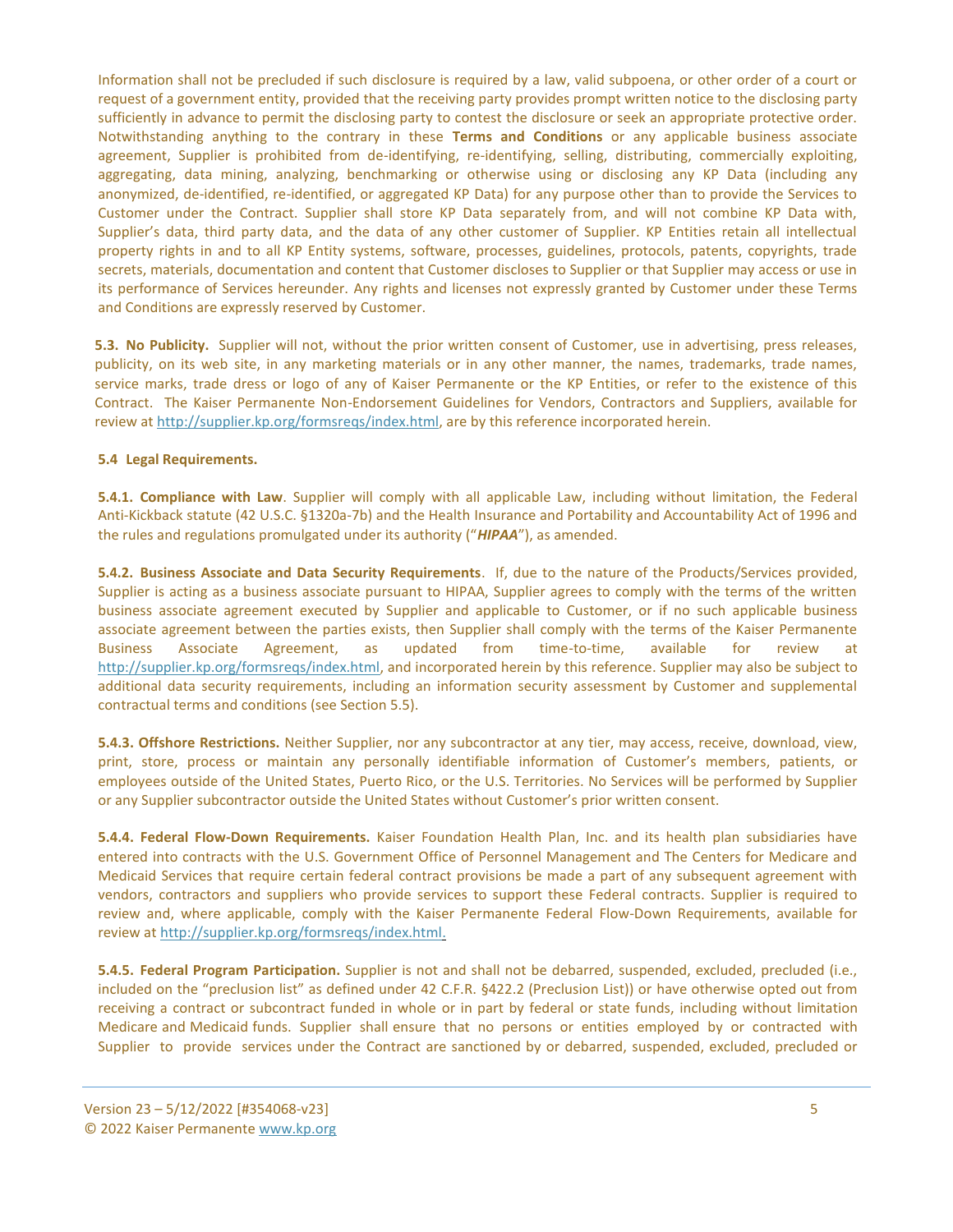Information shall not be precluded if such disclosure is required by a law, valid subpoena, or other order of a court or request of a government entity, provided that the receiving party provides prompt written notice to the disclosing party sufficiently in advance to permit the disclosing party to contest the disclosure or seek an appropriate protective order. Notwithstanding anything to the contrary in these **Terms and Conditions** or any applicable business associate agreement, Supplier is prohibited from de-identifying, re-identifying, selling, distributing, commercially exploiting, aggregating, data mining, analyzing, benchmarking or otherwise using or disclosing any KP Data (including any anonymized, de-identified, re-identified, or aggregated KP Data) for any purpose other than to provide the Services to Customer under the Contract. Supplier shall store KP Data separately from, and will not combine KP Data with, Supplier's data, third party data, and the data of any other customer of Supplier. KP Entities retain all intellectual property rights in and to all KP Entity systems, software, processes, guidelines, protocols, patents, copyrights, trade secrets, materials, documentation and content that Customer discloses to Supplier or that Supplier may access or use in its performance of Services hereunder. Any rights and licenses not expressly granted by Customer under these Terms and Conditions are expressly reserved by Customer.

**5.3. No Publicity.** Supplier will not, without the prior written consent of Customer, use in advertising, press releases, publicity, on its web site, in any marketing materials or in any other manner, the names, trademarks, trade names, service marks, trade dress or logo of any of Kaiser Permanente or the KP Entities, or refer to the existence of this Contract. The Kaiser Permanente Non-Endorsement Guidelines for Vendors, Contractors and Suppliers, available for review at http://supplier.kp.org/formsreqs/index.html, are by this reference incorporated herein.

**5.4 Legal Requirements.**

**5.4.1. Compliance with Law**. Supplier will comply with all applicable Law, including without limitation, the Federal Anti-Kickback statute (42 U.S.C. §1320a-7b) and the Health Insurance and Portability and Accountability Act of 1996 and the rules and regulations promulgated under its authority ("***HIPAA***"), as amended.

**5.4.2. Business Associate and Data Security Requirements**. If, due to the nature of the Products/Services provided, Supplier is acting as a business associate pursuant to HIPAA, Supplier agrees to comply with the terms of the written business associate agreement executed by Supplier and applicable to Customer, or if no such applicable business associate agreement between the parties exists, then Supplier shall comply with the terms of the Kaiser Permanente Business Associate Agreement, as updated from time-to-time, available for review at http://supplier.kp.org/formsreqs/index.html, and incorporated herein by this reference. Supplier may also be subject to additional data security requirements, including an information security assessment by Customer and supplemental contractual terms and conditions (see Section 5.5).

**5.4.3. Offshore Restrictions.** Neither Supplier, nor any subcontractor at any tier, may access, receive, download, view, print, store, process or maintain any personally identifiable information of Customer's members, patients, or employees outside of the United States, Puerto Rico, or the U.S. Territories. No Services will be performed by Supplier or any Supplier subcontractor outside the United States without Customer's prior written consent.

**5.4.4. Federal Flow-Down Requirements.** Kaiser Foundation Health Plan, Inc. and its health plan subsidiaries have entered into contracts with the U.S. Government Office of Personnel Management and The Centers for Medicare and Medicaid Services that require certain federal contract provisions be made a part of any subsequent agreement with vendors, contractors and suppliers who provide services to support these Federal contracts. Supplier is required to review and, where applicable, comply with the Kaiser Permanente Federal Flow-Down Requirements, available for review at http://supplier.kp.org/formsreqs/index.html.

**5.4.5. Federal Program Participation.** Supplier is not and shall not be debarred, suspended, excluded, precluded (i.e., included on the "preclusion list" as defined under 42 C.F.R. §422.2 (Preclusion List)) or have otherwise opted out from receiving a contract or subcontract funded in whole or in part by federal or state funds, including without limitation Medicare and Medicaid funds. Supplier shall ensure that no persons or entities employed by or contracted with Supplier to provide services under the Contract are sanctioned by or debarred, suspended, excluded, precluded or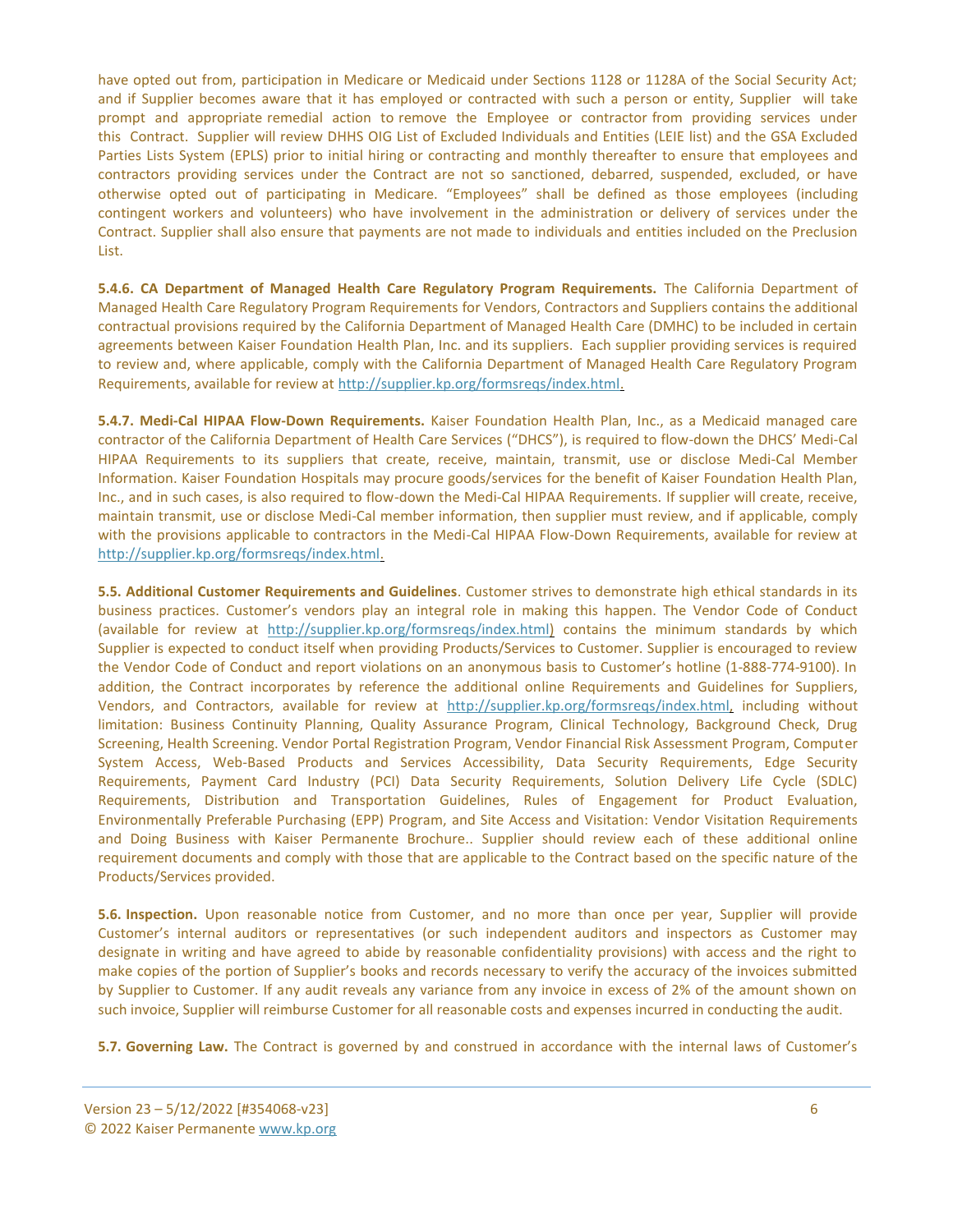have opted out from, participation in Medicare or Medicaid under Sections 1128 or 1128A of the Social Security Act; and if Supplier becomes aware that it has employed or contracted with such a person or entity, Supplier will take prompt and appropriate remedial action to remove the Employee or contractor from providing services under this Contract. Supplier will review DHHS OIG List of Excluded Individuals and Entities (LEIE list) and the GSA Excluded Parties Lists System (EPLS) prior to initial hiring or contracting and monthly thereafter to ensure that employees and contractors providing services under the Contract are not so sanctioned, debarred, suspended, excluded, or have otherwise opted out of participating in Medicare. "Employees" shall be defined as those employees (including contingent workers and volunteers) who have involvement in the administration or delivery of services under the Contract. Supplier shall also ensure that payments are not made to individuals and entities included on the Preclusion List.

**5.4.6. CA Department of Managed Health Care Regulatory Program Requirements.** The California Department of Managed Health Care Regulatory Program Requirements for Vendors, Contractors and Suppliers contains the additional contractual provisions required by the California Department of Managed Health Care (DMHC) to be included in certain agreements between Kaiser Foundation Health Plan, Inc. and its suppliers. Each supplier providing services is required to review and, where applicable, comply with the California Department of Managed Health Care Regulatory Program Requirements, available for review at http://supplier.kp.org/formsreqs/index.html.

**5.4.7. Medi-Cal HIPAA Flow-Down Requirements.** Kaiser Foundation Health Plan, Inc., as a Medicaid managed care contractor of the California Department of Health Care Services ("DHCS"), is required to flow-down the DHCS' Medi-Cal HIPAA Requirements to its suppliers that create, receive, maintain, transmit, use or disclose Medi-Cal Member Information. Kaiser Foundation Hospitals may procure goods/services for the benefit of Kaiser Foundation Health Plan, Inc., and in such cases, is also required to flow-down the Medi-Cal HIPAA Requirements. If supplier will create, receive, maintain transmit, use or disclose Medi-Cal member information, then supplier must review, and if applicable, comply with the provisions applicable to contractors in the Medi-Cal HIPAA Flow-Down Requirements, available for review at http://supplier.kp.org/formsreqs/index.html.

**5.5. Additional Customer Requirements and Guidelines**. Customer strives to demonstrate high ethical standards in its business practices. Customer's vendors play an integral role in making this happen. The Vendor Code of Conduct (available for review at http://supplier.kp.org/formsreqs/index.html) contains the minimum standards by which Supplier is expected to conduct itself when providing Products/Services to Customer. Supplier is encouraged to review the Vendor Code of Conduct and report violations on an anonymous basis to Customer's hotline (1-888-774-9100). In addition, the Contract incorporates by reference the additional online Requirements and Guidelines for Suppliers, Vendors, and Contractors, available for review at http://supplier.kp.org/formsreqs/index.html, including without limitation: Business Continuity Planning, Quality Assurance Program, Clinical Technology, Background Check, Drug Screening, Health Screening. Vendor Portal Registration Program, Vendor Financial Risk Assessment Program, Computer System Access, Web-Based Products and Services Accessibility, Data Security Requirements, Edge Security Requirements, Payment Card Industry (PCI) Data Security Requirements, Solution Delivery Life Cycle (SDLC) Requirements, Distribution and Transportation Guidelines, Rules of Engagement for Product Evaluation, Environmentally Preferable Purchasing (EPP) Program, and Site Access and Visitation: Vendor Visitation Requirements and Doing Business with Kaiser Permanente Brochure.. Supplier should review each of these additional online requirement documents and comply with those that are applicable to the Contract based on the specific nature of the Products/Services provided.

**5.6. Inspection.** Upon reasonable notice from Customer, and no more than once per year, Supplier will provide Customer's internal auditors or representatives (or such independent auditors and inspectors as Customer may designate in writing and have agreed to abide by reasonable confidentiality provisions) with access and the right to make copies of the portion of Supplier's books and records necessary to verify the accuracy of the invoices submitted by Supplier to Customer. If any audit reveals any variance from any invoice in excess of 2% of the amount shown on such invoice, Supplier will reimburse Customer for all reasonable costs and expenses incurred in conducting the audit.

**5.7. Governing Law.** The Contract is governed by and construed in accordance with the internal laws of Customer's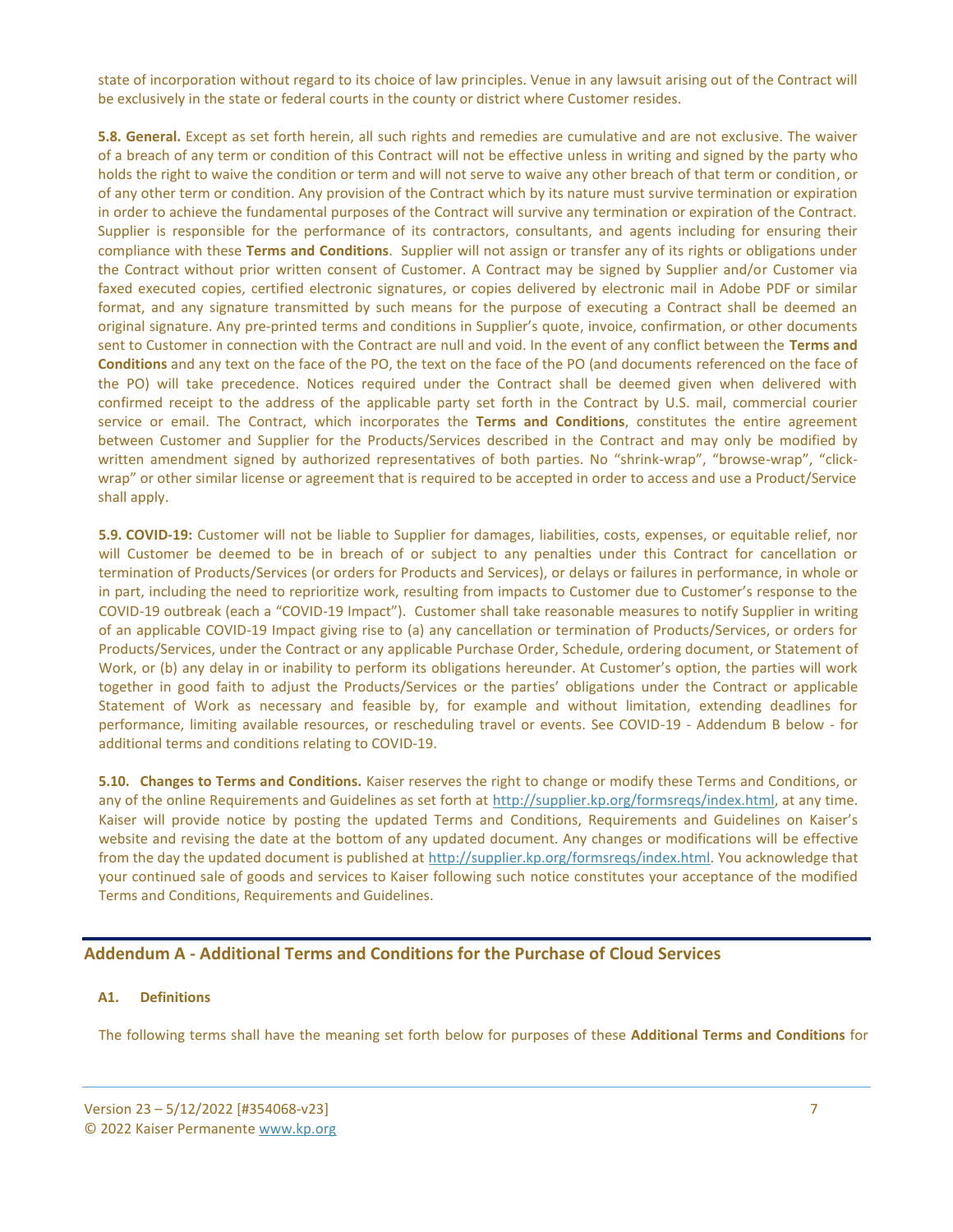state of incorporation without regard to its choice of law principles. Venue in any lawsuit arising out of the Contract will be exclusively in the state or federal courts in the county or district where Customer resides.

**5.8. General.** Except as set forth herein, all such rights and remedies are cumulative and are not exclusive. The waiver of a breach of any term or condition of this Contract will not be effective unless in writing and signed by the party who holds the right to waive the condition or term and will not serve to waive any other breach of that term or condition, or of any other term or condition. Any provision of the Contract which by its nature must survive termination or expiration in order to achieve the fundamental purposes of the Contract will survive any termination or expiration of the Contract. Supplier is responsible for the performance of its contractors, consultants, and agents including for ensuring their compliance with these **Terms and Conditions**. Supplier will not assign or transfer any of its rights or obligations under the Contract without prior written consent of Customer. A Contract may be signed by Supplier and/or Customer via faxed executed copies, certified electronic signatures, or copies delivered by electronic mail in Adobe PDF or similar format, and any signature transmitted by such means for the purpose of executing a Contract shall be deemed an original signature. Any pre-printed terms and conditions in Supplier's quote, invoice, confirmation, or other documents sent to Customer in connection with the Contract are null and void. In the event of any conflict between the **Terms and Conditions** and any text on the face of the PO, the text on the face of the PO (and documents referenced on the face of the PO) will take precedence. Notices required under the Contract shall be deemed given when delivered with confirmed receipt to the address of the applicable party set forth in the Contract by U.S. mail, commercial courier service or email. The Contract, which incorporates the **Terms and Conditions**, constitutes the entire agreement between Customer and Supplier for the Products/Services described in the Contract and may only be modified by written amendment signed by authorized representatives of both parties. No "shrink-wrap", "browse-wrap", "click-wrap" or other similar license or agreement that is required to be accepted in order to access and use a Product/Service shall apply.

**5.9. COVID-19:** Customer will not be liable to Supplier for damages, liabilities, costs, expenses, or equitable relief, nor will Customer be deemed to be in breach of or subject to any penalties under this Contract for cancellation or termination of Products/Services (or orders for Products and Services), or delays or failures in performance, in whole or in part, including the need to reprioritize work, resulting from impacts to Customer due to Customer's response to the COVID-19 outbreak (each a "COVID-19 Impact"). Customer shall take reasonable measures to notify Supplier in writing of an applicable COVID-19 Impact giving rise to (a) any cancellation or termination of Products/Services, or orders for Products/Services, under the Contract or any applicable Purchase Order, Schedule, ordering document, or Statement of Work, or (b) any delay in or inability to perform its obligations hereunder. At Customer's option, the parties will work together in good faith to adjust the Products/Services or the parties' obligations under the Contract or applicable Statement of Work as necessary and feasible by, for example and without limitation, extending deadlines for performance, limiting available resources, or rescheduling travel or events. See COVID-19 - Addendum B below - for additional terms and conditions relating to COVID-19.

**5.10. Changes to Terms and Conditions.** Kaiser reserves the right to change or modify these Terms and Conditions, or any of the online Requirements and Guidelines as set forth at http://supplier.kp.org/formsreqs/index.html, at any time. Kaiser will provide notice by posting the updated Terms and Conditions, Requirements and Guidelines on Kaiser's website and revising the date at the bottom of any updated document. Any changes or modifications will be effective from the day the updated document is published at http://supplier.kp.org/formsreqs/index.html. You acknowledge that your continued sale of goods and services to Kaiser following such notice constitutes your acceptance of the modified Terms and Conditions, Requirements and Guidelines.

## Addendum A - Additional Terms and Conditions for the Purchase of Cloud Services

### A1. Definitions

The following terms shall have the meaning set forth below for purposes of these **Additional Terms and Conditions** for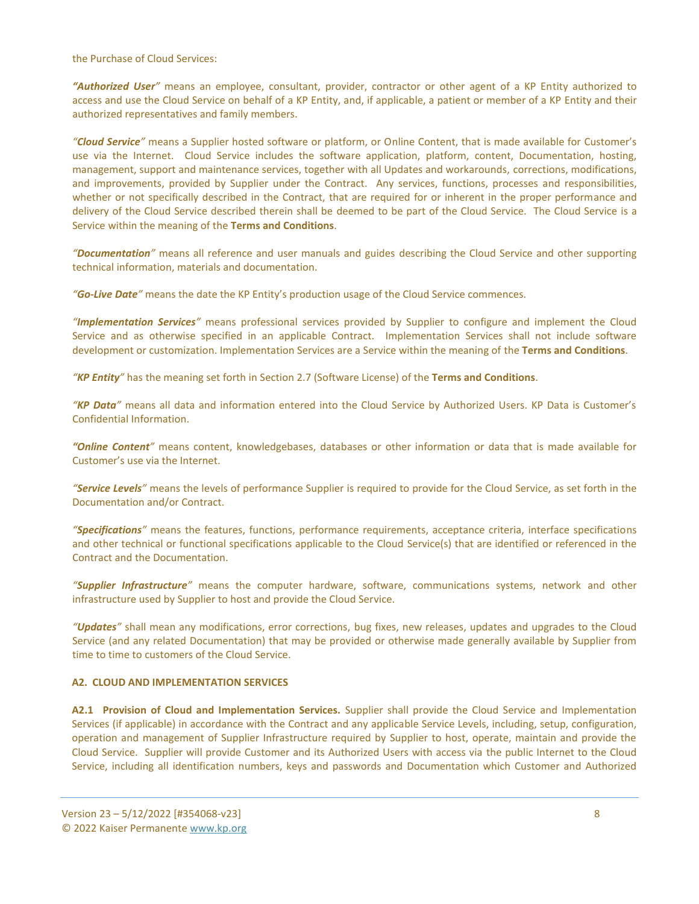the Purchase of Cloud Services:

***"Authorized User"*** means an employee, consultant, provider, contractor or other agent of a KP Entity authorized to access and use the Cloud Service on behalf of a KP Entity, and, if applicable, a patient or member of a KP Entity and their authorized representatives and family members.

***"Cloud Service"*** means a Supplier hosted software or platform, or Online Content, that is made available for Customer's use via the Internet. Cloud Service includes the software application, platform, content, Documentation, hosting, management, support and maintenance services, together with all Updates and workarounds, corrections, modifications, and improvements, provided by Supplier under the Contract. Any services, functions, processes and responsibilities, whether or not specifically described in the Contract, that are required for or inherent in the proper performance and delivery of the Cloud Service described therein shall be deemed to be part of the Cloud Service. The Cloud Service is a Service within the meaning of the **Terms and Conditions**.

***"Documentation"*** means all reference and user manuals and guides describing the Cloud Service and other supporting technical information, materials and documentation.

***"Go-Live Date"*** means the date the KP Entity's production usage of the Cloud Service commences.

***"Implementation Services"*** means professional services provided by Supplier to configure and implement the Cloud Service and as otherwise specified in an applicable Contract. Implementation Services shall not include software development or customization. Implementation Services are a Service within the meaning of the **Terms and Conditions**.

***"KP Entity"*** has the meaning set forth in Section 2.7 (Software License) of the **Terms and Conditions**.

***"KP Data"*** means all data and information entered into the Cloud Service by Authorized Users. KP Data is Customer's Confidential Information.

***"Online Content"*** means content, knowledgebases, databases or other information or data that is made available for Customer's use via the Internet.

***"Service Levels"*** means the levels of performance Supplier is required to provide for the Cloud Service, as set forth in the Documentation and/or Contract.

***"Specifications"*** means the features, functions, performance requirements, acceptance criteria, interface specifications and other technical or functional specifications applicable to the Cloud Service(s) that are identified or referenced in the Contract and the Documentation.

***"Supplier Infrastructure"*** means the computer hardware, software, communications systems, network and other infrastructure used by Supplier to host and provide the Cloud Service.

***"Updates"*** shall mean any modifications, error corrections, bug fixes, new releases, updates and upgrades to the Cloud Service (and any related Documentation) that may be provided or otherwise made generally available by Supplier from time to time to customers of the Cloud Service.

**A2. CLOUD AND IMPLEMENTATION SERVICES**

**A2.1 Provision of Cloud and Implementation Services.** Supplier shall provide the Cloud Service and Implementation Services (if applicable) in accordance with the Contract and any applicable Service Levels, including, setup, configuration, operation and management of Supplier Infrastructure required by Supplier to host, operate, maintain and provide the Cloud Service. Supplier will provide Customer and its Authorized Users with access via the public Internet to the Cloud Service, including all identification numbers, keys and passwords and Documentation which Customer and Authorized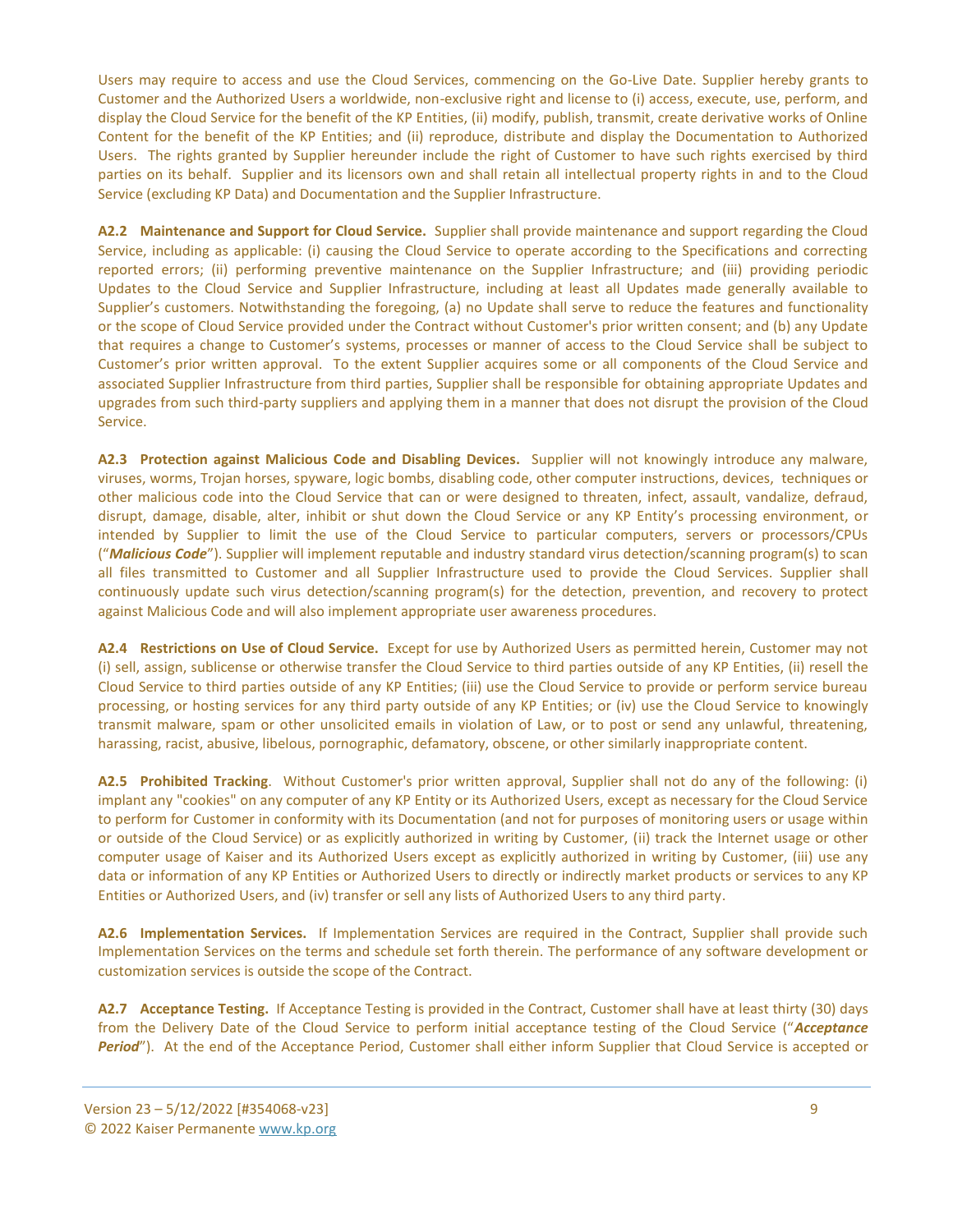Users may require to access and use the Cloud Services, commencing on the Go-Live Date. Supplier hereby grants to Customer and the Authorized Users a worldwide, non-exclusive right and license to (i) access, execute, use, perform, and display the Cloud Service for the benefit of the KP Entities, (ii) modify, publish, transmit, create derivative works of Online Content for the benefit of the KP Entities; and (ii) reproduce, distribute and display the Documentation to Authorized Users. The rights granted by Supplier hereunder include the right of Customer to have such rights exercised by third parties on its behalf. Supplier and its licensors own and shall retain all intellectual property rights in and to the Cloud Service (excluding KP Data) and Documentation and the Supplier Infrastructure.

**A2.2 Maintenance and Support for Cloud Service.** Supplier shall provide maintenance and support regarding the Cloud Service, including as applicable: (i) causing the Cloud Service to operate according to the Specifications and correcting reported errors; (ii) performing preventive maintenance on the Supplier Infrastructure; and (iii) providing periodic Updates to the Cloud Service and Supplier Infrastructure, including at least all Updates made generally available to Supplier's customers. Notwithstanding the foregoing, (a) no Update shall serve to reduce the features and functionality or the scope of Cloud Service provided under the Contract without Customer's prior written consent; and (b) any Update that requires a change to Customer's systems, processes or manner of access to the Cloud Service shall be subject to Customer's prior written approval. To the extent Supplier acquires some or all components of the Cloud Service and associated Supplier Infrastructure from third parties, Supplier shall be responsible for obtaining appropriate Updates and upgrades from such third-party suppliers and applying them in a manner that does not disrupt the provision of the Cloud Service.

**A2.3 Protection against Malicious Code and Disabling Devices.** Supplier will not knowingly introduce any malware, viruses, worms, Trojan horses, spyware, logic bombs, disabling code, other computer instructions, devices, techniques or other malicious code into the Cloud Service that can or were designed to threaten, infect, assault, vandalize, defraud, disrupt, damage, disable, alter, inhibit or shut down the Cloud Service or any KP Entity's processing environment, or intended by Supplier to limit the use of the Cloud Service to particular computers, servers or processors/CPUs ("***Malicious Code***"). Supplier will implement reputable and industry standard virus detection/scanning program(s) to scan all files transmitted to Customer and all Supplier Infrastructure used to provide the Cloud Services. Supplier shall continuously update such virus detection/scanning program(s) for the detection, prevention, and recovery to protect against Malicious Code and will also implement appropriate user awareness procedures.

**A2.4 Restrictions on Use of Cloud Service.** Except for use by Authorized Users as permitted herein, Customer may not (i) sell, assign, sublicense or otherwise transfer the Cloud Service to third parties outside of any KP Entities, (ii) resell the Cloud Service to third parties outside of any KP Entities; (iii) use the Cloud Service to provide or perform service bureau processing, or hosting services for any third party outside of any KP Entities; or (iv) use the Cloud Service to knowingly transmit malware, spam or other unsolicited emails in violation of Law, or to post or send any unlawful, threatening, harassing, racist, abusive, libelous, pornographic, defamatory, obscene, or other similarly inappropriate content.

**A2.5 Prohibited Tracking**. Without Customer's prior written approval, Supplier shall not do any of the following: (i) implant any "cookies" on any computer of any KP Entity or its Authorized Users, except as necessary for the Cloud Service to perform for Customer in conformity with its Documentation (and not for purposes of monitoring users or usage within or outside of the Cloud Service) or as explicitly authorized in writing by Customer, (ii) track the Internet usage or other computer usage of Kaiser and its Authorized Users except as explicitly authorized in writing by Customer, (iii) use any data or information of any KP Entities or Authorized Users to directly or indirectly market products or services to any KP Entities or Authorized Users, and (iv) transfer or sell any lists of Authorized Users to any third party.

**A2.6 Implementation Services.** If Implementation Services are required in the Contract, Supplier shall provide such Implementation Services on the terms and schedule set forth therein. The performance of any software development or customization services is outside the scope of the Contract.

**A2.7 Acceptance Testing.** If Acceptance Testing is provided in the Contract, Customer shall have at least thirty (30) days from the Delivery Date of the Cloud Service to perform initial acceptance testing of the Cloud Service ("***Acceptance Period***"). At the end of the Acceptance Period, Customer shall either inform Supplier that Cloud Service is accepted or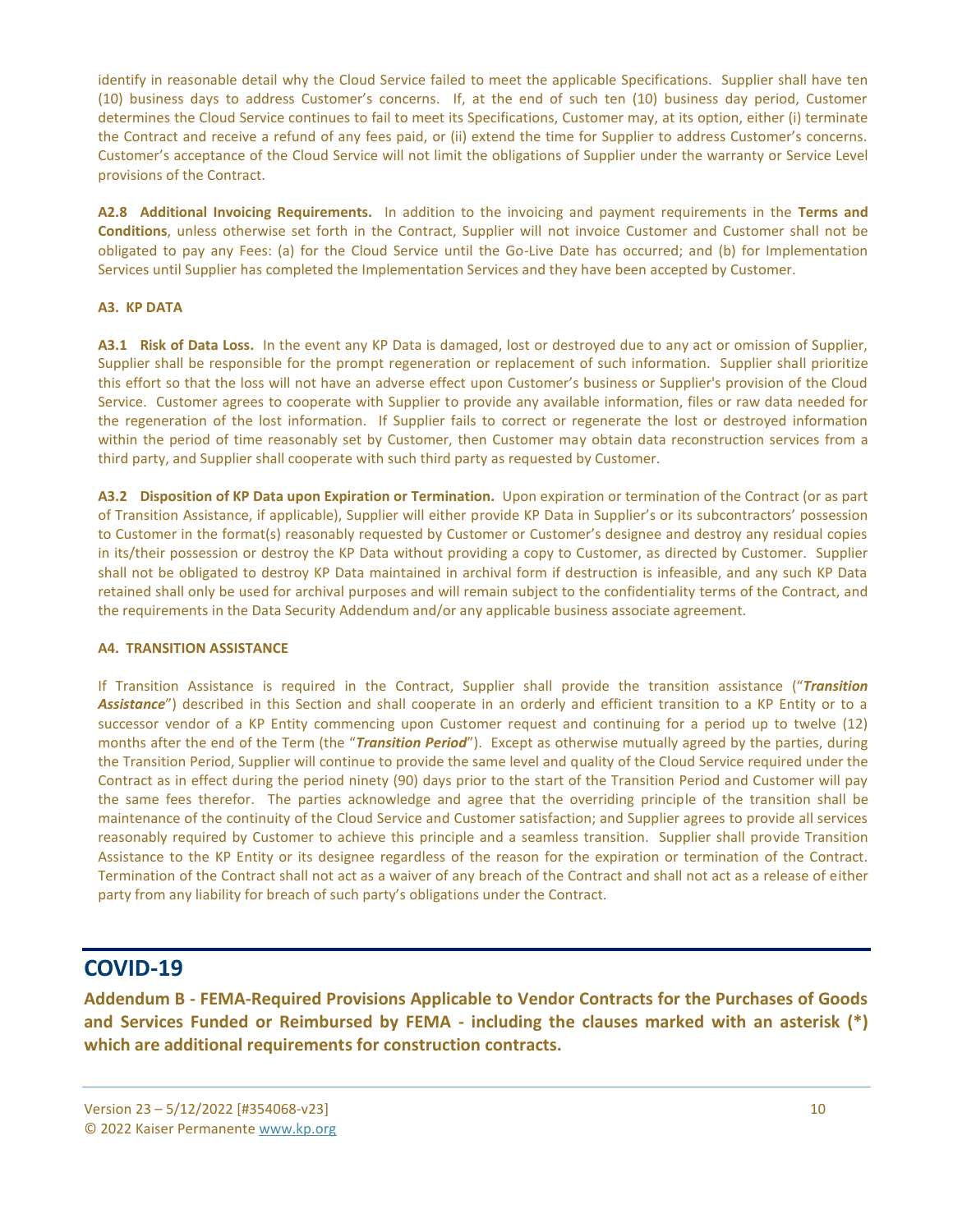identify in reasonable detail why the Cloud Service failed to meet the applicable Specifications. Supplier shall have ten (10) business days to address Customer's concerns. If, at the end of such ten (10) business day period, Customer determines the Cloud Service continues to fail to meet its Specifications, Customer may, at its option, either (i) terminate the Contract and receive a refund of any fees paid, or (ii) extend the time for Supplier to address Customer's concerns. Customer's acceptance of the Cloud Service will not limit the obligations of Supplier under the warranty or Service Level provisions of the Contract.

**A2.8 Additional Invoicing Requirements.** In addition to the invoicing and payment requirements in the **Terms and Conditions**, unless otherwise set forth in the Contract, Supplier will not invoice Customer and Customer shall not be obligated to pay any Fees: (a) for the Cloud Service until the Go-Live Date has occurred; and (b) for Implementation Services until Supplier has completed the Implementation Services and they have been accepted by Customer.

**A3. KP DATA**

**A3.1 Risk of Data Loss.** In the event any KP Data is damaged, lost or destroyed due to any act or omission of Supplier, Supplier shall be responsible for the prompt regeneration or replacement of such information. Supplier shall prioritize this effort so that the loss will not have an adverse effect upon Customer's business or Supplier's provision of the Cloud Service. Customer agrees to cooperate with Supplier to provide any available information, files or raw data needed for the regeneration of the lost information. If Supplier fails to correct or regenerate the lost or destroyed information within the period of time reasonably set by Customer, then Customer may obtain data reconstruction services from a third party, and Supplier shall cooperate with such third party as requested by Customer.

**A3.2 Disposition of KP Data upon Expiration or Termination.** Upon expiration or termination of the Contract (or as part of Transition Assistance, if applicable), Supplier will either provide KP Data in Supplier's or its subcontractors' possession to Customer in the format(s) reasonably requested by Customer or Customer's designee and destroy any residual copies in its/their possession or destroy the KP Data without providing a copy to Customer, as directed by Customer. Supplier shall not be obligated to destroy KP Data maintained in archival form if destruction is infeasible, and any such KP Data retained shall only be used for archival purposes and will remain subject to the confidentiality terms of the Contract, and the requirements in the Data Security Addendum and/or any applicable business associate agreement.

**A4. TRANSITION ASSISTANCE**

If Transition Assistance is required in the Contract, Supplier shall provide the transition assistance ("***Transition Assistance***") described in this Section and shall cooperate in an orderly and efficient transition to a KP Entity or to a successor vendor of a KP Entity commencing upon Customer request and continuing for a period up to twelve (12) months after the end of the Term (the "***Transition Period***"). Except as otherwise mutually agreed by the parties, during the Transition Period, Supplier will continue to provide the same level and quality of the Cloud Service required under the Contract as in effect during the period ninety (90) days prior to the start of the Transition Period and Customer will pay the same fees therefor. The parties acknowledge and agree that the overriding principle of the transition shall be maintenance of the continuity of the Cloud Service and Customer satisfaction; and Supplier agrees to provide all services reasonably required by Customer to achieve this principle and a seamless transition. Supplier shall provide Transition Assistance to the KP Entity or its designee regardless of the reason for the expiration or termination of the Contract. Termination of the Contract shall not act as a waiver of any breach of the Contract and shall not act as a release of either party from any liability for breach of such party's obligations under the Contract.

# COVID-19

**Addendum B - FEMA-Required Provisions Applicable to Vendor Contracts for the Purchases of Goods and Services Funded or Reimbursed by FEMA - including the clauses marked with an asterisk (*) which are additional requirements for construction contracts.**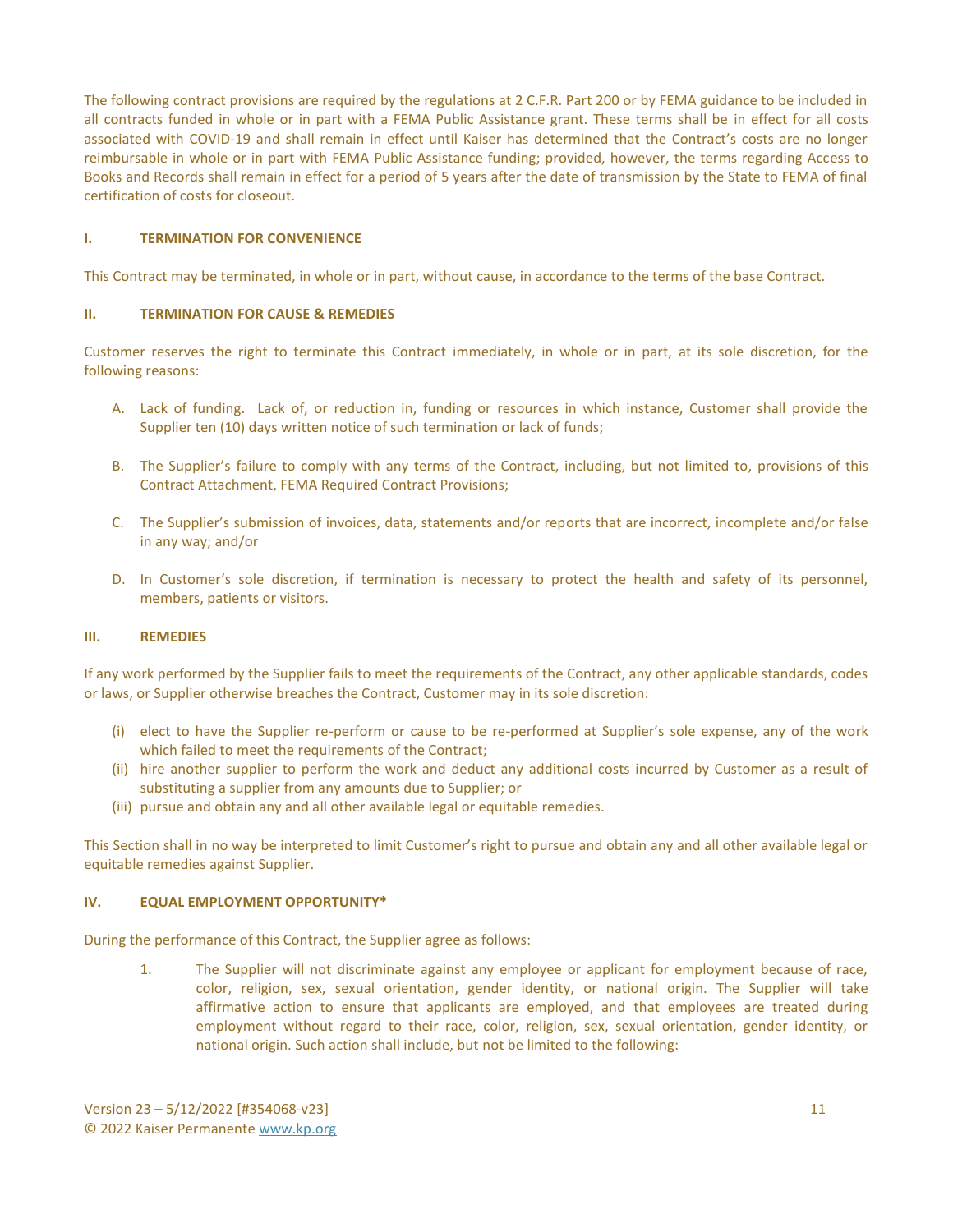The following contract provisions are required by the regulations at 2 C.F.R. Part 200 or by FEMA guidance to be included in all contracts funded in whole or in part with a FEMA Public Assistance grant. These terms shall be in effect for all costs associated with COVID-19 and shall remain in effect until Kaiser has determined that the Contract's costs are no longer reimbursable in whole or in part with FEMA Public Assistance funding; provided, however, the terms regarding Access to Books and Records shall remain in effect for a period of 5 years after the date of transmission by the State to FEMA of final certification of costs for closeout.

## I. TERMINATION FOR CONVENIENCE

This Contract may be terminated, in whole or in part, without cause, in accordance to the terms of the base Contract.

## II. TERMINATION FOR CAUSE & REMEDIES

Customer reserves the right to terminate this Contract immediately, in whole or in part, at its sole discretion, for the following reasons:

A. Lack of funding. Lack of, or reduction in, funding or resources in which instance, Customer shall provide the Supplier ten (10) days written notice of such termination or lack of funds;

B. The Supplier's failure to comply with any terms of the Contract, including, but not limited to, provisions of this Contract Attachment, FEMA Required Contract Provisions;

C. The Supplier's submission of invoices, data, statements and/or reports that are incorrect, incomplete and/or false in any way; and/or

D. In Customer's sole discretion, if termination is necessary to protect the health and safety of its personnel, members, patients or visitors.

## III. REMEDIES

If any work performed by the Supplier fails to meet the requirements of the Contract, any other applicable standards, codes or laws, or Supplier otherwise breaches the Contract, Customer may in its sole discretion:

(i) elect to have the Supplier re-perform or cause to be re-performed at Supplier's sole expense, any of the work which failed to meet the requirements of the Contract;
(ii) hire another supplier to perform the work and deduct any additional costs incurred by Customer as a result of substituting a supplier from any amounts due to Supplier; or
(iii) pursue and obtain any and all other available legal or equitable remedies.

This Section shall in no way be interpreted to limit Customer's right to pursue and obtain any and all other available legal or equitable remedies against Supplier.

## IV. EQUAL EMPLOYMENT OPPORTUNITY*

During the performance of this Contract, the Supplier agree as follows:

1. The Supplier will not discriminate against any employee or applicant for employment because of race, color, religion, sex, sexual orientation, gender identity, or national origin. The Supplier will take affirmative action to ensure that applicants are employed, and that employees are treated during employment without regard to their race, color, religion, sex, sexual orientation, gender identity, or national origin. Such action shall include, but not be limited to the following: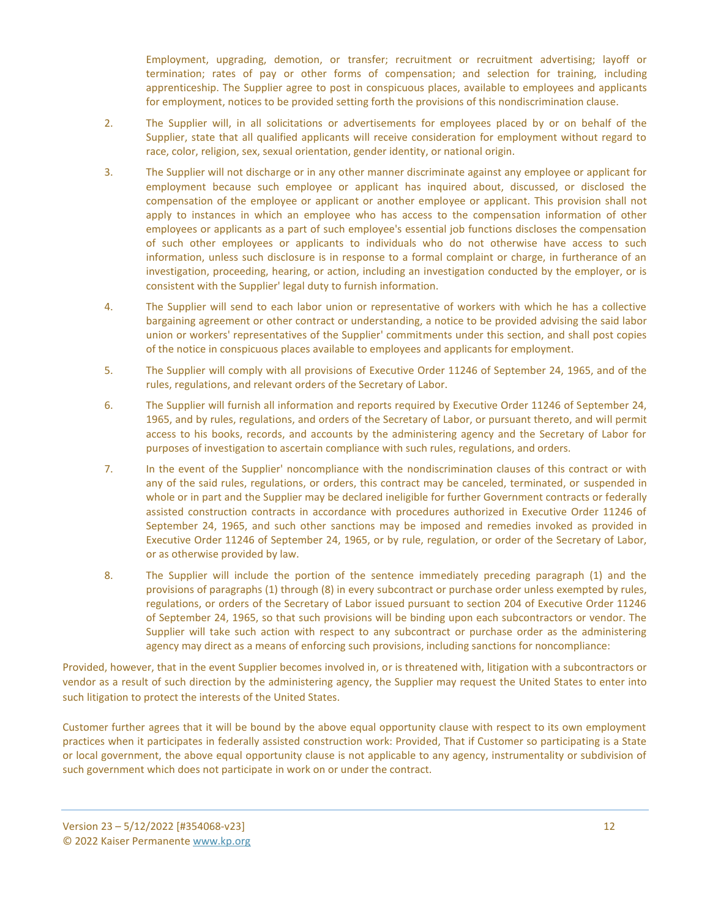Employment, upgrading, demotion, or transfer; recruitment or recruitment advertising; layoff or termination; rates of pay or other forms of compensation; and selection for training, including apprenticeship. The Supplier agree to post in conspicuous places, available to employees and applicants for employment, notices to be provided setting forth the provisions of this nondiscrimination clause.

2. The Supplier will, in all solicitations or advertisements for employees placed by or on behalf of the Supplier, state that all qualified applicants will receive consideration for employment without regard to race, color, religion, sex, sexual orientation, gender identity, or national origin.

3. The Supplier will not discharge or in any other manner discriminate against any employee or applicant for employment because such employee or applicant has inquired about, discussed, or disclosed the compensation of the employee or applicant or another employee or applicant. This provision shall not apply to instances in which an employee who has access to the compensation information of other employees or applicants as a part of such employee's essential job functions discloses the compensation of such other employees or applicants to individuals who do not otherwise have access to such information, unless such disclosure is in response to a formal complaint or charge, in furtherance of an investigation, proceeding, hearing, or action, including an investigation conducted by the employer, or is consistent with the Supplier' legal duty to furnish information.

4. The Supplier will send to each labor union or representative of workers with which he has a collective bargaining agreement or other contract or understanding, a notice to be provided advising the said labor union or workers' representatives of the Supplier' commitments under this section, and shall post copies of the notice in conspicuous places available to employees and applicants for employment.

5. The Supplier will comply with all provisions of Executive Order 11246 of September 24, 1965, and of the rules, regulations, and relevant orders of the Secretary of Labor.

6. The Supplier will furnish all information and reports required by Executive Order 11246 of September 24, 1965, and by rules, regulations, and orders of the Secretary of Labor, or pursuant thereto, and will permit access to his books, records, and accounts by the administering agency and the Secretary of Labor for purposes of investigation to ascertain compliance with such rules, regulations, and orders.

7. In the event of the Supplier' noncompliance with the nondiscrimination clauses of this contract or with any of the said rules, regulations, or orders, this contract may be canceled, terminated, or suspended in whole or in part and the Supplier may be declared ineligible for further Government contracts or federally assisted construction contracts in accordance with procedures authorized in Executive Order 11246 of September 24, 1965, and such other sanctions may be imposed and remedies invoked as provided in Executive Order 11246 of September 24, 1965, or by rule, regulation, or order of the Secretary of Labor, or as otherwise provided by law.

8. The Supplier will include the portion of the sentence immediately preceding paragraph (1) and the provisions of paragraphs (1) through (8) in every subcontract or purchase order unless exempted by rules, regulations, or orders of the Secretary of Labor issued pursuant to section 204 of Executive Order 11246 of September 24, 1965, so that such provisions will be binding upon each subcontractors or vendor. The Supplier will take such action with respect to any subcontract or purchase order as the administering agency may direct as a means of enforcing such provisions, including sanctions for noncompliance:

Provided, however, that in the event Supplier becomes involved in, or is threatened with, litigation with a subcontractors or vendor as a result of such direction by the administering agency, the Supplier may request the United States to enter into such litigation to protect the interests of the United States.

Customer further agrees that it will be bound by the above equal opportunity clause with respect to its own employment practices when it participates in federally assisted construction work: Provided, That if Customer so participating is a State or local government, the above equal opportunity clause is not applicable to any agency, instrumentality or subdivision of such government which does not participate in work on or under the contract.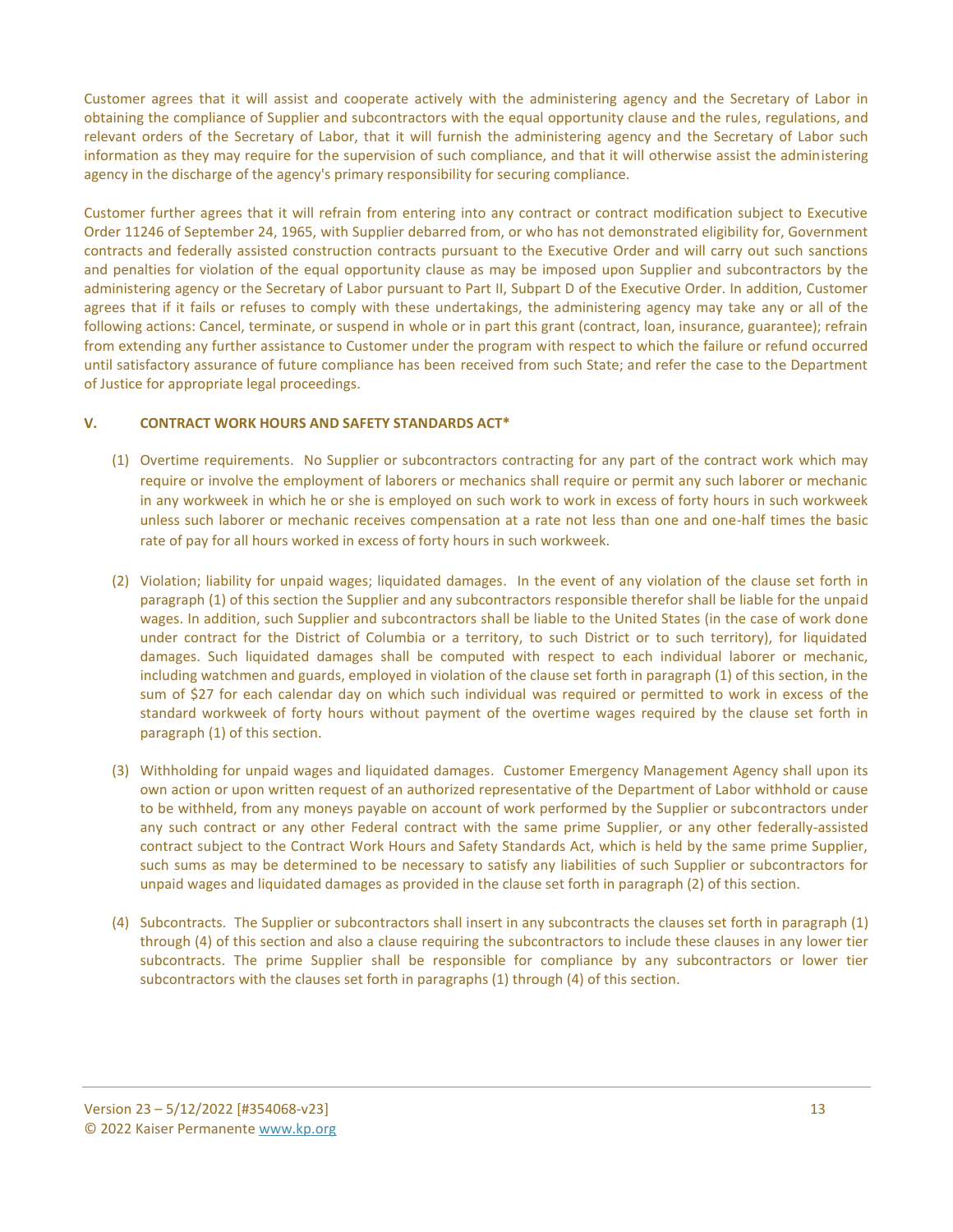Customer agrees that it will assist and cooperate actively with the administering agency and the Secretary of Labor in obtaining the compliance of Supplier and subcontractors with the equal opportunity clause and the rules, regulations, and relevant orders of the Secretary of Labor, that it will furnish the administering agency and the Secretary of Labor such information as they may require for the supervision of such compliance, and that it will otherwise assist the administering agency in the discharge of the agency's primary responsibility for securing compliance.

Customer further agrees that it will refrain from entering into any contract or contract modification subject to Executive Order 11246 of September 24, 1965, with Supplier debarred from, or who has not demonstrated eligibility for, Government contracts and federally assisted construction contracts pursuant to the Executive Order and will carry out such sanctions and penalties for violation of the equal opportunity clause as may be imposed upon Supplier and subcontractors by the administering agency or the Secretary of Labor pursuant to Part II, Subpart D of the Executive Order. In addition, Customer agrees that if it fails or refuses to comply with these undertakings, the administering agency may take any or all of the following actions: Cancel, terminate, or suspend in whole or in part this grant (contract, loan, insurance, guarantee); refrain from extending any further assistance to Customer under the program with respect to which the failure or refund occurred until satisfactory assurance of future compliance has been received from such State; and refer the case to the Department of Justice for appropriate legal proceedings.

**V. CONTRACT WORK HOURS AND SAFETY STANDARDS ACT***

(1) Overtime requirements. No Supplier or subcontractors contracting for any part of the contract work which may require or involve the employment of laborers or mechanics shall require or permit any such laborer or mechanic in any workweek in which he or she is employed on such work to work in excess of forty hours in such workweek unless such laborer or mechanic receives compensation at a rate not less than one and one-half times the basic rate of pay for all hours worked in excess of forty hours in such workweek.

(2) Violation; liability for unpaid wages; liquidated damages. In the event of any violation of the clause set forth in paragraph (1) of this section the Supplier and any subcontractors responsible therefor shall be liable for the unpaid wages. In addition, such Supplier and subcontractors shall be liable to the United States (in the case of work done under contract for the District of Columbia or a territory, to such District or to such territory), for liquidated damages. Such liquidated damages shall be computed with respect to each individual laborer or mechanic, including watchmen and guards, employed in violation of the clause set forth in paragraph (1) of this section, in the sum of $27 for each calendar day on which such individual was required or permitted to work in excess of the standard workweek of forty hours without payment of the overtime wages required by the clause set forth in paragraph (1) of this section.

(3) Withholding for unpaid wages and liquidated damages. Customer Emergency Management Agency shall upon its own action or upon written request of an authorized representative of the Department of Labor withhold or cause to be withheld, from any moneys payable on account of work performed by the Supplier or subcontractors under any such contract or any other Federal contract with the same prime Supplier, or any other federally-assisted contract subject to the Contract Work Hours and Safety Standards Act, which is held by the same prime Supplier, such sums as may be determined to be necessary to satisfy any liabilities of such Supplier or subcontractors for unpaid wages and liquidated damages as provided in the clause set forth in paragraph (2) of this section.

(4) Subcontracts. The Supplier or subcontractors shall insert in any subcontracts the clauses set forth in paragraph (1) through (4) of this section and also a clause requiring the subcontractors to include these clauses in any lower tier subcontracts. The prime Supplier shall be responsible for compliance by any subcontractors or lower tier subcontractors with the clauses set forth in paragraphs (1) through (4) of this section.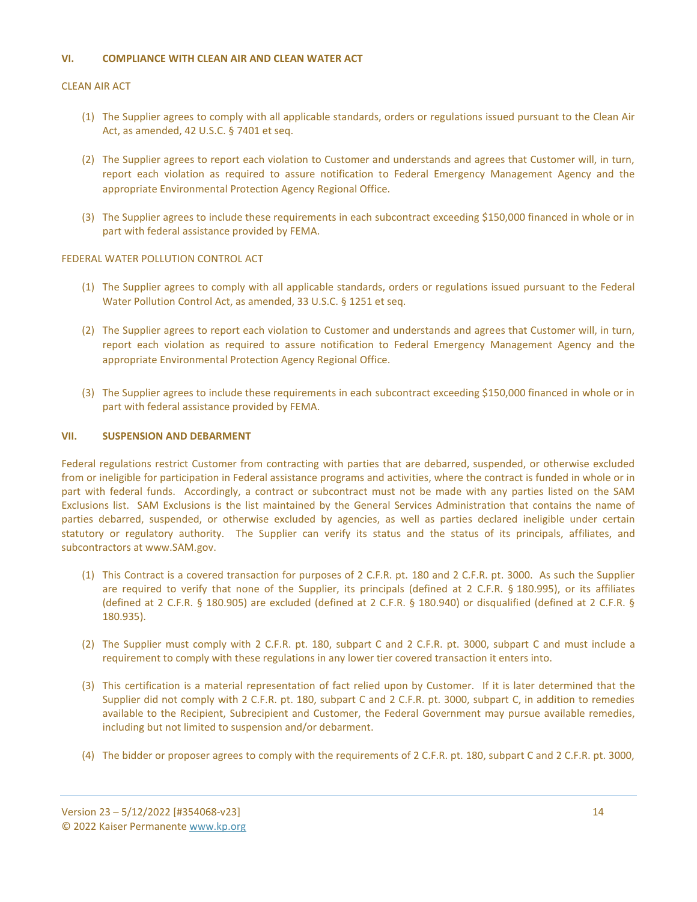## VI. COMPLIANCE WITH CLEAN AIR AND CLEAN WATER ACT

CLEAN AIR ACT

(1) The Supplier agrees to comply with all applicable standards, orders or regulations issued pursuant to the Clean Air Act, as amended, 42 U.S.C. § 7401 et seq.

(2) The Supplier agrees to report each violation to Customer and understands and agrees that Customer will, in turn, report each violation as required to assure notification to Federal Emergency Management Agency and the appropriate Environmental Protection Agency Regional Office.

(3) The Supplier agrees to include these requirements in each subcontract exceeding $150,000 financed in whole or in part with federal assistance provided by FEMA.

FEDERAL WATER POLLUTION CONTROL ACT

(1) The Supplier agrees to comply with all applicable standards, orders or regulations issued pursuant to the Federal Water Pollution Control Act, as amended, 33 U.S.C. § 1251 et seq.

(2) The Supplier agrees to report each violation to Customer and understands and agrees that Customer will, in turn, report each violation as required to assure notification to Federal Emergency Management Agency and the appropriate Environmental Protection Agency Regional Office.

(3) The Supplier agrees to include these requirements in each subcontract exceeding $150,000 financed in whole or in part with federal assistance provided by FEMA.

## VII. SUSPENSION AND DEBARMENT

Federal regulations restrict Customer from contracting with parties that are debarred, suspended, or otherwise excluded from or ineligible for participation in Federal assistance programs and activities, where the contract is funded in whole or in part with federal funds. Accordingly, a contract or subcontract must not be made with any parties listed on the SAM Exclusions list. SAM Exclusions is the list maintained by the General Services Administration that contains the name of parties debarred, suspended, or otherwise excluded by agencies, as well as parties declared ineligible under certain statutory or regulatory authority. The Supplier can verify its status and the status of its principals, affiliates, and subcontractors at www.SAM.gov.

(1) This Contract is a covered transaction for purposes of 2 C.F.R. pt. 180 and 2 C.F.R. pt. 3000. As such the Supplier are required to verify that none of the Supplier, its principals (defined at 2 C.F.R. § 180.995), or its affiliates (defined at 2 C.F.R. § 180.905) are excluded (defined at 2 C.F.R. § 180.940) or disqualified (defined at 2 C.F.R. § 180.935).

(2) The Supplier must comply with 2 C.F.R. pt. 180, subpart C and 2 C.F.R. pt. 3000, subpart C and must include a requirement to comply with these regulations in any lower tier covered transaction it enters into.

(3) This certification is a material representation of fact relied upon by Customer. If it is later determined that the Supplier did not comply with 2 C.F.R. pt. 180, subpart C and 2 C.F.R. pt. 3000, subpart C, in addition to remedies available to the Recipient, Subrecipient and Customer, the Federal Government may pursue available remedies, including but not limited to suspension and/or debarment.

(4) The bidder or proposer agrees to comply with the requirements of 2 C.F.R. pt. 180, subpart C and 2 C.F.R. pt. 3000,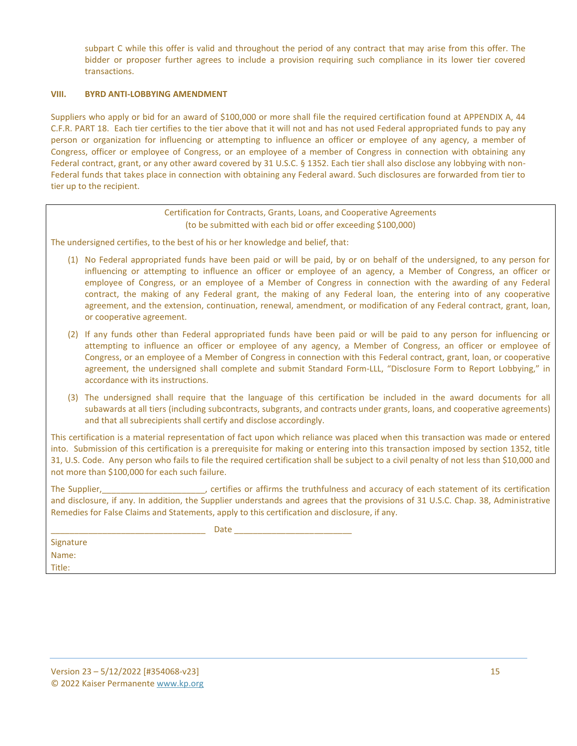subpart C while this offer is valid and throughout the period of any contract that may arise from this offer. The bidder or proposer further agrees to include a provision requiring such compliance in its lower tier covered transactions.

### VIII. BYRD ANTI-LOBBYING AMENDMENT

Suppliers who apply or bid for an award of $100,000 or more shall file the required certification found at APPENDIX A, 44 C.F.R. PART 18. Each tier certifies to the tier above that it will not and has not used Federal appropriated funds to pay any person or organization for influencing or attempting to influence an officer or employee of any agency, a member of Congress, officer or employee of Congress, or an employee of a member of Congress in connection with obtaining any Federal contract, grant, or any other award covered by 31 U.S.C. § 1352. Each tier shall also disclose any lobbying with non-Federal funds that takes place in connection with obtaining any Federal award. Such disclosures are forwarded from tier to tier up to the recipient.

---

Certification for Contracts, Grants, Loans, and Cooperative Agreements
(to be submitted with each bid or offer exceeding $100,000)

The undersigned certifies, to the best of his or her knowledge and belief, that:

(1) No Federal appropriated funds have been paid or will be paid, by or on behalf of the undersigned, to any person for influencing or attempting to influence an officer or employee of an agency, a Member of Congress, an officer or employee of Congress, or an employee of a Member of Congress in connection with the awarding of any Federal contract, the making of any Federal grant, the making of any Federal loan, the entering into of any cooperative agreement, and the extension, continuation, renewal, amendment, or modification of any Federal contract, grant, loan, or cooperative agreement.

(2) If any funds other than Federal appropriated funds have been paid or will be paid to any person for influencing or attempting to influence an officer or employee of any agency, a Member of Congress, an officer or employee of Congress, or an employee of a Member of Congress in connection with this Federal contract, grant, loan, or cooperative agreement, the undersigned shall complete and submit Standard Form-LLL, "Disclosure Form to Report Lobbying," in accordance with its instructions.

(3) The undersigned shall require that the language of this certification be included in the award documents for all subawards at all tiers (including subcontracts, subgrants, and contracts under grants, loans, and cooperative agreements) and that all subrecipients shall certify and disclose accordingly.

This certification is a material representation of fact upon which reliance was placed when this transaction was made or entered into. Submission of this certification is a prerequisite for making or entering into this transaction imposed by section 1352, title 31, U.S. Code. Any person who fails to file the required certification shall be subject to a civil penalty of not less than $10,000 and not more than $100,000 for each such failure.

The Supplier,______________________, certifies or affirms the truthfulness and accuracy of each statement of its certification and disclosure, if any. In addition, the Supplier understands and agrees that the provisions of 31 U.S.C. Chap. 38, Administrative Remedies for False Claims and Statements, apply to this certification and disclosure, if any.

________________________________ Date ________________________

Signature
Name:
Title:

---

Version 23 – 5/12/2022 [#354068-v23]
© 2022 Kaiser Permanente www.kp.org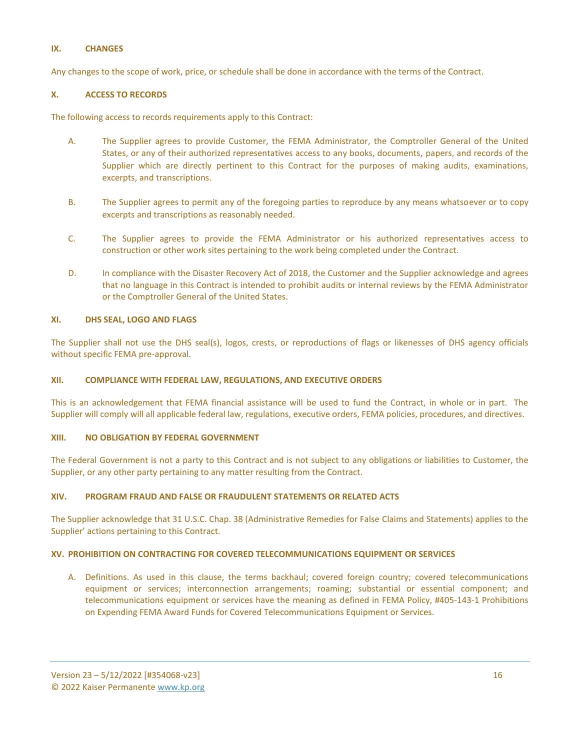## IX. CHANGES

Any changes to the scope of work, price, or schedule shall be done in accordance with the terms of the Contract.

## X. ACCESS TO RECORDS

The following access to records requirements apply to this Contract:

A. The Supplier agrees to provide Customer, the FEMA Administrator, the Comptroller General of the United States, or any of their authorized representatives access to any books, documents, papers, and records of the Supplier which are directly pertinent to this Contract for the purposes of making audits, examinations, excerpts, and transcriptions.

B. The Supplier agrees to permit any of the foregoing parties to reproduce by any means whatsoever or to copy excerpts and transcriptions as reasonably needed.

C. The Supplier agrees to provide the FEMA Administrator or his authorized representatives access to construction or other work sites pertaining to the work being completed under the Contract.

D. In compliance with the Disaster Recovery Act of 2018, the Customer and the Supplier acknowledge and agrees that no language in this Contract is intended to prohibit audits or internal reviews by the FEMA Administrator or the Comptroller General of the United States.

## XI. DHS SEAL, LOGO AND FLAGS

The Supplier shall not use the DHS seal(s), logos, crests, or reproductions of flags or likenesses of DHS agency officials without specific FEMA pre-approval.

## XII. COMPLIANCE WITH FEDERAL LAW, REGULATIONS, AND EXECUTIVE ORDERS

This is an acknowledgement that FEMA financial assistance will be used to fund the Contract, in whole or in part. The Supplier will comply will all applicable federal law, regulations, executive orders, FEMA policies, procedures, and directives.

## XIII. NO OBLIGATION BY FEDERAL GOVERNMENT

The Federal Government is not a party to this Contract and is not subject to any obligations or liabilities to Customer, the Supplier, or any other party pertaining to any matter resulting from the Contract.

## XIV. PROGRAM FRAUD AND FALSE OR FRAUDULENT STATEMENTS OR RELATED ACTS

The Supplier acknowledge that 31 U.S.C. Chap. 38 (Administrative Remedies for False Claims and Statements) applies to the Supplier' actions pertaining to this Contract.

## XV. PROHIBITION ON CONTRACTING FOR COVERED TELECOMMUNICATIONS EQUIPMENT OR SERVICES

A. Definitions. As used in this clause, the terms backhaul; covered foreign country; covered telecommunications equipment or services; interconnection arrangements; roaming; substantial or essential component; and telecommunications equipment or services have the meaning as defined in FEMA Policy, #405-143-1 Prohibitions on Expending FEMA Award Funds for Covered Telecommunications Equipment or Services.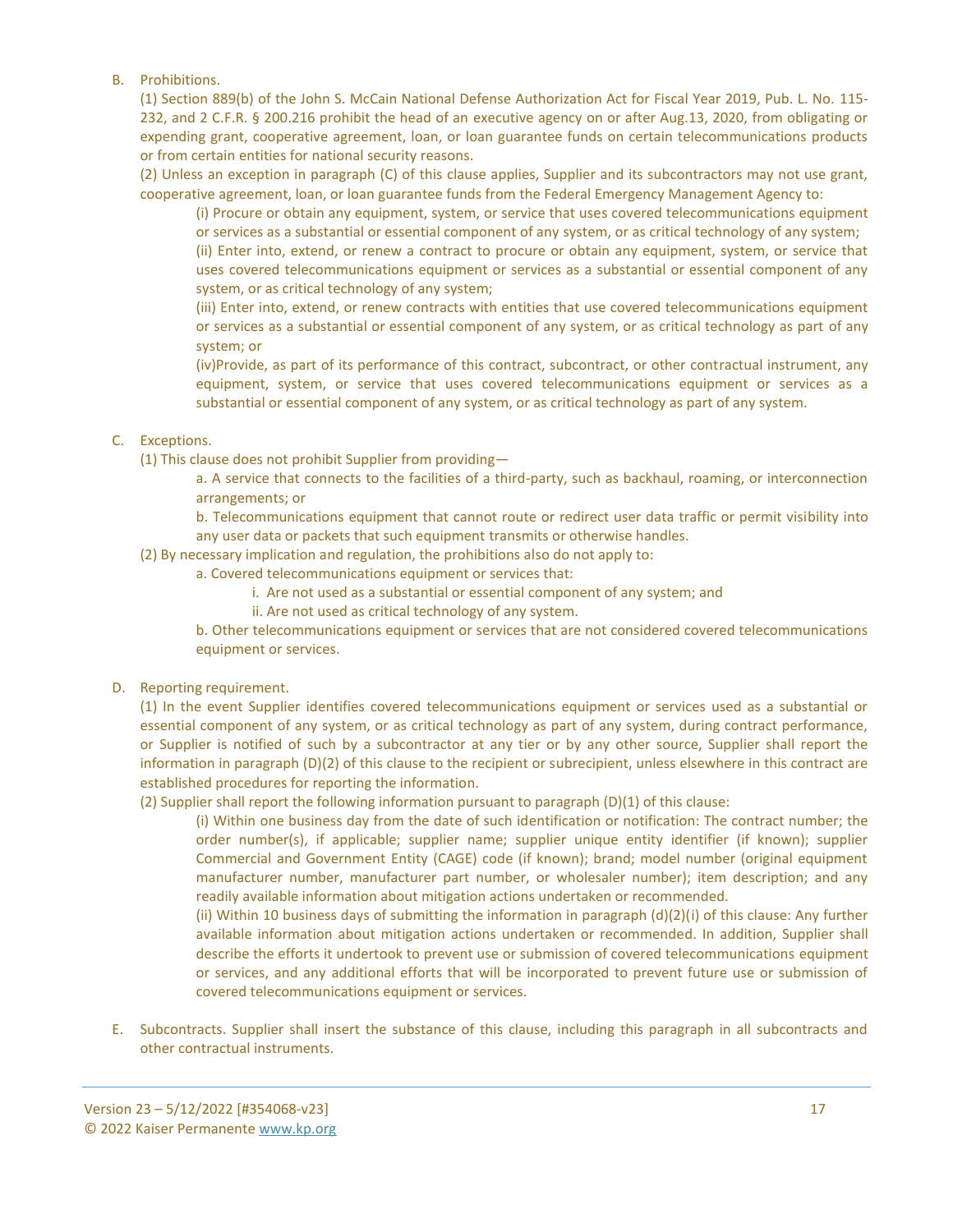B. Prohibitions.

(1) Section 889(b) of the John S. McCain National Defense Authorization Act for Fiscal Year 2019, Pub. L. No. 115-232, and 2 C.F.R. § 200.216 prohibit the head of an executive agency on or after Aug.13, 2020, from obligating or expending grant, cooperative agreement, loan, or loan guarantee funds on certain telecommunications products or from certain entities for national security reasons.

(2) Unless an exception in paragraph (C) of this clause applies, Supplier and its subcontractors may not use grant, cooperative agreement, loan, or loan guarantee funds from the Federal Emergency Management Agency to:

(i) Procure or obtain any equipment, system, or service that uses covered telecommunications equipment or services as a substantial or essential component of any system, or as critical technology of any system;

(ii) Enter into, extend, or renew a contract to procure or obtain any equipment, system, or service that uses covered telecommunications equipment or services as a substantial or essential component of any system, or as critical technology of any system;

(iii) Enter into, extend, or renew contracts with entities that use covered telecommunications equipment or services as a substantial or essential component of any system, or as critical technology as part of any system; or

(iv)Provide, as part of its performance of this contract, subcontract, or other contractual instrument, any equipment, system, or service that uses covered telecommunications equipment or services as a substantial or essential component of any system, or as critical technology as part of any system.

C. Exceptions.

(1) This clause does not prohibit Supplier from providing—

a. A service that connects to the facilities of a third-party, such as backhaul, roaming, or interconnection arrangements; or

b. Telecommunications equipment that cannot route or redirect user data traffic or permit visibility into any user data or packets that such equipment transmits or otherwise handles.

(2) By necessary implication and regulation, the prohibitions also do not apply to:

a. Covered telecommunications equipment or services that:

i. Are not used as a substantial or essential component of any system; and

ii. Are not used as critical technology of any system.

b. Other telecommunications equipment or services that are not considered covered telecommunications equipment or services.

D. Reporting requirement.

(1) In the event Supplier identifies covered telecommunications equipment or services used as a substantial or essential component of any system, or as critical technology as part of any system, during contract performance, or Supplier is notified of such by a subcontractor at any tier or by any other source, Supplier shall report the information in paragraph (D)(2) of this clause to the recipient or subrecipient, unless elsewhere in this contract are established procedures for reporting the information.

(2) Supplier shall report the following information pursuant to paragraph (D)(1) of this clause:

(i) Within one business day from the date of such identification or notification: The contract number; the order number(s), if applicable; supplier name; supplier unique entity identifier (if known); supplier Commercial and Government Entity (CAGE) code (if known); brand; model number (original equipment manufacturer number, manufacturer part number, or wholesaler number); item description; and any readily available information about mitigation actions undertaken or recommended.

(ii) Within 10 business days of submitting the information in paragraph (d)(2)(i) of this clause: Any further available information about mitigation actions undertaken or recommended. In addition, Supplier shall describe the efforts it undertook to prevent use or submission of covered telecommunications equipment or services, and any additional efforts that will be incorporated to prevent future use or submission of covered telecommunications equipment or services.

E. Subcontracts. Supplier shall insert the substance of this clause, including this paragraph in all subcontracts and other contractual instruments.